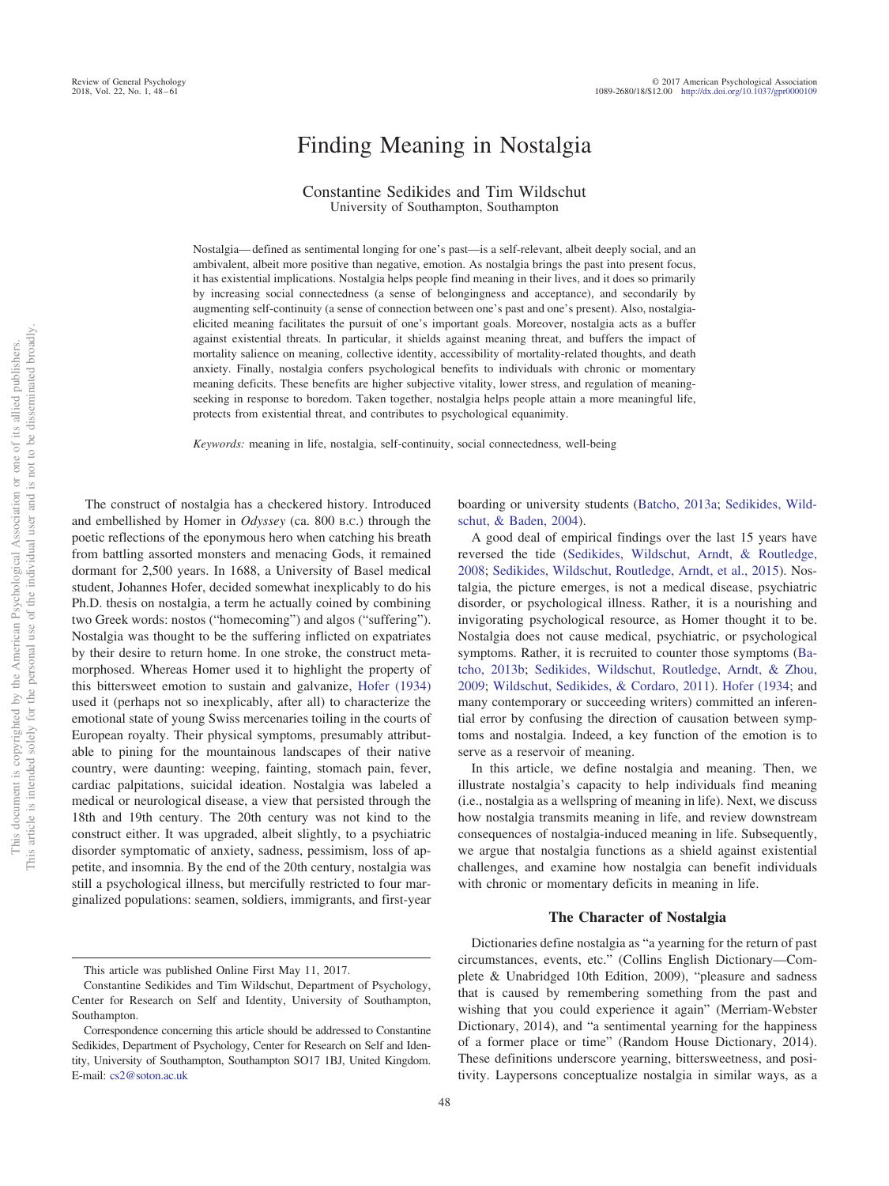# Finding Meaning in Nostalgia

Constantine Sedikides and Tim Wildschut
University of Southampton, Southampton

Nostalgia—defined as sentimental longing for one's past—is a self-relevant, albeit deeply social, and an ambivalent, albeit more positive than negative, emotion. As nostalgia brings the past into present focus, it has existential implications. Nostalgia helps people find meaning in their lives, and it does so primarily by increasing social connectedness (a sense of belongingness and acceptance), and secondarily by augmenting self-continuity (a sense of connection between one's past and one's present). Also, nostalgia-elicited meaning facilitates the pursuit of one's important goals. Moreover, nostalgia acts as a buffer against existential threats. In particular, it shields against meaning threat, and buffers the impact of mortality salience on meaning, collective identity, accessibility of mortality-related thoughts, and death anxiety. Finally, nostalgia confers psychological benefits to individuals with chronic or momentary meaning deficits. These benefits are higher subjective vitality, lower stress, and regulation of meaning-seeking in response to boredom. Taken together, nostalgia helps people attain a more meaningful life, protects from existential threat, and contributes to psychological equanimity.

*Keywords:* meaning in life, nostalgia, self-continuity, social connectedness, well-being

The construct of nostalgia has a checkered history. Introduced and embellished by Homer in *Odyssey* (ca. 800 B.C.) through the poetic reflections of the eponymous hero when catching his breath from battling assorted monsters and menacing Gods, it remained dormant for 2,500 years. In 1688, a University of Basel medical student, Johannes Hofer, decided somewhat inexplicably to do his Ph.D. thesis on nostalgia, a term he actually coined by combining two Greek words: nostos ("homecoming") and algos ("suffering"). Nostalgia was thought to be the suffering inflicted on expatriates by their desire to return home. In one stroke, the construct metamorphosed. Whereas Homer used it to highlight the property of this bittersweet emotion to sustain and galvanize, Hofer (1934) used it (perhaps not so inexplicably, after all) to characterize the emotional state of young Swiss mercenaries toiling in the courts of European royalty. Their physical symptoms, presumably attributable to pining for the mountainous landscapes of their native country, were daunting: weeping, fainting, stomach pain, fever, cardiac palpitations, suicidal ideation. Nostalgia was labeled a medical or neurological disease, a view that persisted through the 18th and 19th century. The 20th century was not kind to the construct either. It was upgraded, albeit slightly, to a psychiatric disorder symptomatic of anxiety, sadness, pessimism, loss of appetite, and insomnia. By the end of the 20th century, nostalgia was still a psychological illness, but mercifully restricted to four marginalized populations: seamen, soldiers, immigrants, and first-year boarding or university students (Batcho, 2013a; Sedikides, Wildschut, & Baden, 2004).

A good deal of empirical findings over the last 15 years have reversed the tide (Sedikides, Wildschut, Arndt, & Routledge, 2008; Sedikides, Wildschut, Routledge, Arndt, et al., 2015). Nostalgia, the picture emerges, is not a medical disease, psychiatric disorder, or psychological illness. Rather, it is a nourishing and invigorating psychological resource, as Homer thought it to be. Nostalgia does not cause medical, psychiatric, or psychological symptoms. Rather, it is recruited to counter those symptoms (Batcho, 2013b; Sedikides, Wildschut, Routledge, Arndt, & Zhou, 2009; Wildschut, Sedikides, & Cordaro, 2011). Hofer (1934; and many contemporary or succeeding writers) committed an inferential error by confusing the direction of causation between symptoms and nostalgia. Indeed, a key function of the emotion is to serve as a reservoir of meaning.

In this article, we define nostalgia and meaning. Then, we illustrate nostalgia's capacity to help individuals find meaning (i.e., nostalgia as a wellspring of meaning in life). Next, we discuss how nostalgia transmits meaning in life, and review downstream consequences of nostalgia-induced meaning in life. Subsequently, we argue that nostalgia functions as a shield against existential challenges, and examine how nostalgia can benefit individuals with chronic or momentary deficits in meaning in life.

## The Character of Nostalgia

Dictionaries define nostalgia as "a yearning for the return of past circumstances, events, etc." (Collins English Dictionary—Complete & Unabridged 10th Edition, 2009), "pleasure and sadness that is caused by remembering something from the past and wishing that you could experience it again" (Merriam-Webster Dictionary, 2014), and "a sentimental yearning for the happiness of a former place or time" (Random House Dictionary, 2014). These definitions underscore yearning, bittersweetness, and positivity. Laypersons conceptualize nostalgia in similar ways, as a

---

This article was published Online First May 11, 2017.

Constantine Sedikides and Tim Wildschut, Department of Psychology, Center for Research on Self and Identity, University of Southampton, Southampton.

Correspondence concerning this article should be addressed to Constantine Sedikides, Department of Psychology, Center for Research on Self and Identity, University of Southampton, Southampton SO17 1BJ, United Kingdom. E-mail: cs2@soton.ac.uk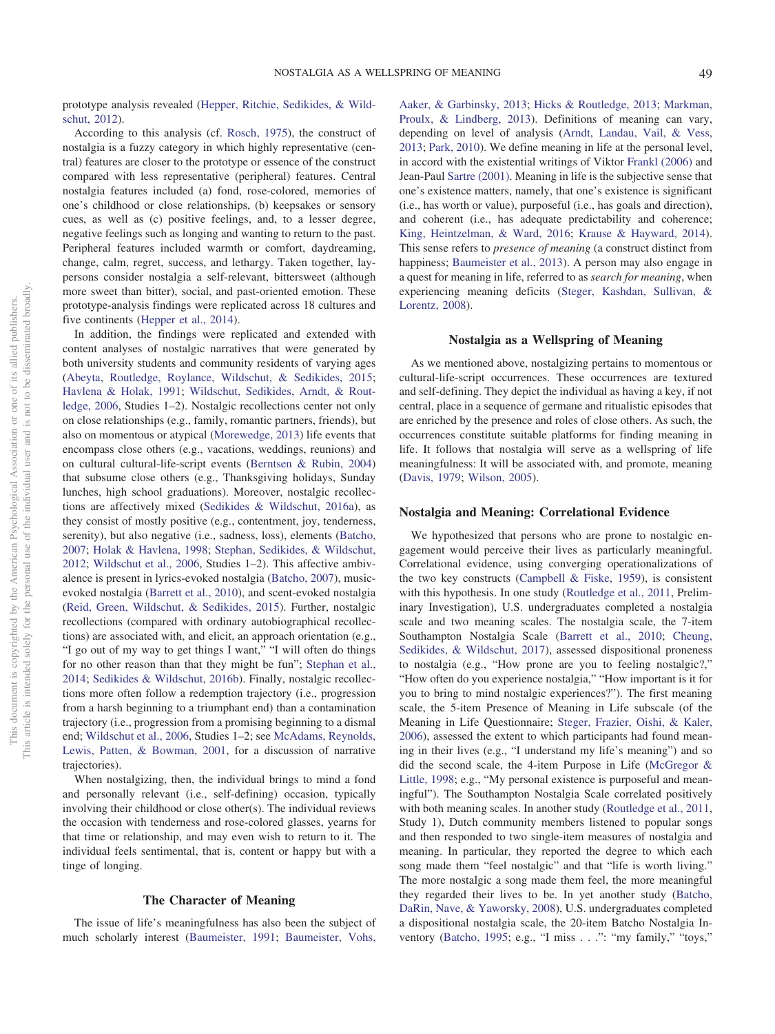prototype analysis revealed (Hepper, Ritchie, Sedikides, & Wildschut, 2012).

According to this analysis (cf. Rosch, 1975), the construct of nostalgia is a fuzzy category in which highly representative (central) features are closer to the prototype or essence of the construct compared with less representative (peripheral) features. Central nostalgia features included (a) fond, rose-colored, memories of one's childhood or close relationships, (b) keepsakes or sensory cues, as well as (c) positive feelings, and, to a lesser degree, negative feelings such as longing and wanting to return to the past. Peripheral features included warmth or comfort, daydreaming, change, calm, regret, success, and lethargy. Taken together, laypersons consider nostalgia a self-relevant, bittersweet (although more sweet than bitter), social, and past-oriented emotion. These prototype-analysis findings were replicated across 18 cultures and five continents (Hepper et al., 2014).

In addition, the findings were replicated and extended with content analyses of nostalgic narratives that were generated by both university students and community residents of varying ages (Abeyta, Routledge, Roylance, Wildschut, & Sedikides, 2015; Havlena & Holak, 1991; Wildschut, Sedikides, Arndt, & Routledge, 2006, Studies 1–2). Nostalgic recollections center not only on close relationships (e.g., family, romantic partners, friends), but also on momentous or atypical (Morewedge, 2013) life events that encompass close others (e.g., vacations, weddings, reunions) and on cultural cultural-life-script events (Berntsen & Rubin, 2004) that subsume close others (e.g., Thanksgiving holidays, Sunday lunches, high school graduations). Moreover, nostalgic recollections are affectively mixed (Sedikides & Wildschut, 2016a), as they consist of mostly positive (e.g., contentment, joy, tenderness, serenity), but also negative (i.e., sadness, loss), elements (Batcho, 2007; Holak & Havlena, 1998; Stephan, Sedikides, & Wildschut, 2012; Wildschut et al., 2006, Studies 1–2). This affective ambivalence is present in lyrics-evoked nostalgia (Batcho, 2007), music-evoked nostalgia (Barrett et al., 2010), and scent-evoked nostalgia (Reid, Green, Wildschut, & Sedikides, 2015). Further, nostalgic recollections (compared with ordinary autobiographical recollections) are associated with, and elicit, an approach orientation (e.g., "I go out of my way to get things I want," "I will often do things for no other reason than that they might be fun"; Stephan et al., 2014; Sedikides & Wildschut, 2016b). Finally, nostalgic recollections more often follow a redemption trajectory (i.e., progression from a harsh beginning to a triumphant end) than a contamination trajectory (i.e., progression from a promising beginning to a dismal end; Wildschut et al., 2006, Studies 1–2; see McAdams, Reynolds, Lewis, Patten, & Bowman, 2001, for a discussion of narrative trajectories).

When nostalgizing, then, the individual brings to mind a fond and personally relevant (i.e., self-defining) occasion, typically involving their childhood or close other(s). The individual reviews the occasion with tenderness and rose-colored glasses, yearns for that time or relationship, and may even wish to return to it. The individual feels sentimental, that is, content or happy but with a tinge of longing.

## The Character of Meaning

The issue of life's meaningfulness has also been the subject of much scholarly interest (Baumeister, 1991; Baumeister, Vohs, Aaker, & Garbinsky, 2013; Hicks & Routledge, 2013; Markman, Proulx, & Lindberg, 2013). Definitions of meaning can vary, depending on level of analysis (Arndt, Landau, Vail, & Vess, 2013; Park, 2010). We define meaning in life at the personal level, in accord with the existential writings of Viktor Frankl (2006) and Jean-Paul Sartre (2001). Meaning in life is the subjective sense that one's existence matters, namely, that one's existence is significant (i.e., has worth or value), purposeful (i.e., has goals and direction), and coherent (i.e., has adequate predictability and coherence; King, Heintzelman, & Ward, 2016; Krause & Hayward, 2014). This sense refers to *presence of meaning* (a construct distinct from happiness; Baumeister et al., 2013). A person may also engage in a quest for meaning in life, referred to as *search for meaning*, when experiencing meaning deficits (Steger, Kashdan, Sullivan, & Lorentz, 2008).

## Nostalgia as a Wellspring of Meaning

As we mentioned above, nostalgia pertains to momentous or cultural-life-script occurrences. These occurrences are textured and self-defining. They depict the individual as having a key, if not central, place in a sequence of germane and ritualistic episodes that are enriched by the presence and roles of close others. As such, the occurrences constitute suitable platforms for finding meaning in life. It follows that nostalgia will serve as a wellspring of life meaningfulness: It will be associated with, and promote, meaning (Davis, 1979; Wilson, 2005).

### Nostalgia and Meaning: Correlational Evidence

We hypothesized that persons who are prone to nostalgic engagement would perceive their lives as particularly meaningful. Correlational evidence, using converging operationalizations of the two key constructs (Campbell & Fiske, 1959), is consistent with this hypothesis. In one study (Routledge et al., 2011, Preliminary Investigation), U.S. undergraduates completed a nostalgia scale and two meaning scales. The nostalgia scale, the 7-item Southampton Nostalgia Scale (Barrett et al., 2010; Cheung, Sedikides, & Wildschut, 2017), assessed dispositional proneness to nostalgia (e.g., "How prone are you to feeling nostalgic?," "How often do you experience nostalgia," "How important is it for you to bring to mind nostalgic experiences?"). The first meaning scale, the 5-item Presence of Meaning in Life subscale (of the Meaning in Life Questionnaire; Steger, Frazier, Oishi, & Kaler, 2006), assessed the extent to which participants had found meaning in their lives (e.g., "I understand my life's meaning") and so did the second scale, the 4-item Purpose in Life (McGregor & Little, 1998; e.g., "My personal existence is purposeful and meaningful"). The Southampton Nostalgia Scale correlated positively with both meaning scales. In another study (Routledge et al., 2011, Study 1), Dutch community members listened to popular songs and then responded to two single-item measures of nostalgia and meaning. In particular, they reported the degree to which each song made them "feel nostalgic" and that "life is worth living." The more nostalgic a song made them feel, the more meaningful they regarded their lives to be. In yet another study (Batcho, DaRin, Nave, & Yaworsky, 2008), U.S. undergraduates completed a dispositional nostalgia scale, the 20-item Batcho Nostalgia Inventory (Batcho, 1995; e.g., "I miss . . .": "my family," "toys,"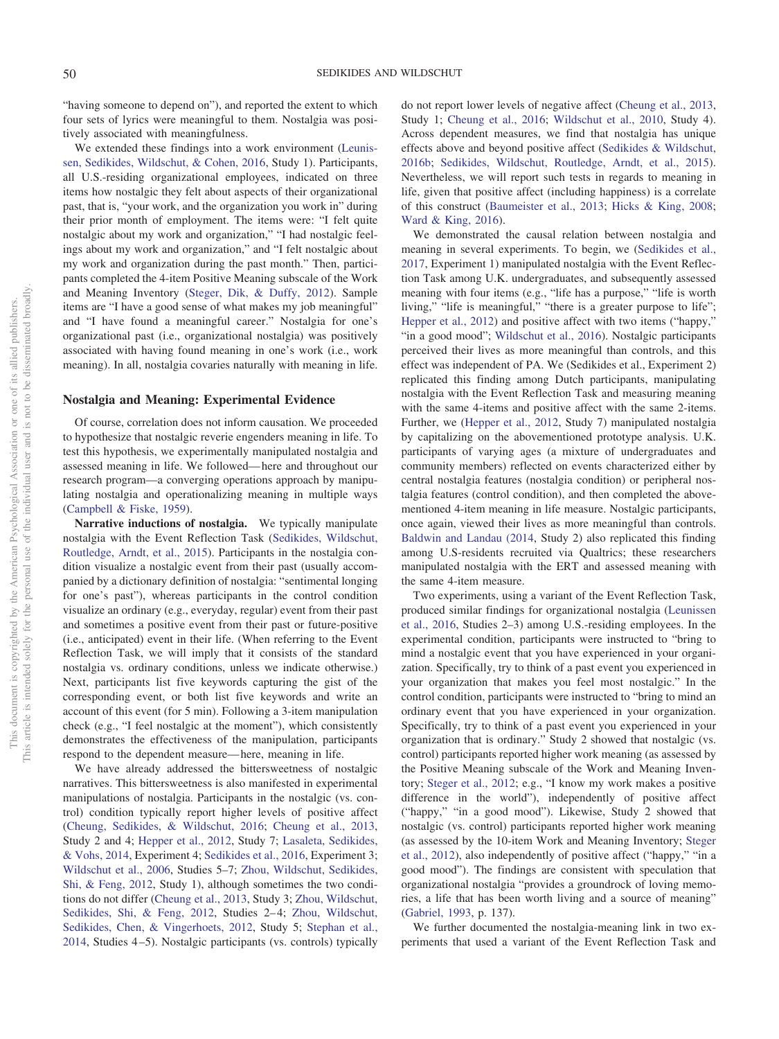"having someone to depend on"), and reported the extent to which four sets of lyrics were meaningful to them. Nostalgia was positively associated with meaningfulness.

We extended these findings into a work environment (Leunissen, Sedikides, Wildschut, & Cohen, 2016, Study 1). Participants, all U.S.-residing organizational employees, indicated on three items how nostalgic they felt about aspects of their organizational past, that is, "your work, and the organization you work in" during their prior month of employment. The items were: "I felt quite nostalgic about my work and organization," "I had nostalgic feelings about my work and organization," and "I felt nostalgic about my work and organization during the past month." Then, participants completed the 4-item Positive Meaning subscale of the Work and Meaning Inventory (Steger, Dik, & Duffy, 2012). Sample items are "I have a good sense of what makes my job meaningful" and "I have found a meaningful career." Nostalgia for one's organizational past (i.e., organizational nostalgia) was positively associated with having found meaning in one's work (i.e., work meaning). In all, nostalgia covaries naturally with meaning in life.

## Nostalgia and Meaning: Experimental Evidence

Of course, correlation does not inform causation. We proceeded to hypothesize that nostalgic reverie engenders meaning in life. To test this hypothesis, we experimentally manipulated nostalgia and assessed meaning in life. We followed—here and throughout our research program—a converging operations approach by manipulating nostalgia and operationalizing meaning in multiple ways (Campbell & Fiske, 1959).

**Narrative inductions of nostalgia.** We typically manipulate nostalgia with the Event Reflection Task (Sedikides, Wildschut, Routledge, Arndt, et al., 2015). Participants in the nostalgia condition visualize a nostalgic event from their past (usually accompanied by a dictionary definition of nostalgia: "sentimental longing for one's past"), whereas participants in the control condition visualize an ordinary (e.g., everyday, regular) event from their past and sometimes a positive event from their past or future-positive (i.e., anticipated) event in their life. (When referring to the Event Reflection Task, we will imply that it consists of the standard nostalgia vs. ordinary conditions, unless we indicate otherwise.) Next, participants list five keywords capturing the gist of the corresponding event, or both list five keywords and write an account of this event (for 5 min). Following a 3-item manipulation check (e.g., "I feel nostalgic at the moment"), which consistently demonstrates the effectiveness of the manipulation, participants respond to the dependent measure—here, meaning in life.

We have already addressed the bittersweetness of nostalgic narratives. This bittersweetness is also manifested in experimental manipulations of nostalgia. Participants in the nostalgic (vs. control) condition typically report higher levels of positive affect (Cheung, Sedikides, & Wildschut, 2016; Cheung et al., 2013, Study 2 and 4; Hepper et al., 2012, Study 7; Lasaleta, Sedikides, & Vohs, 2014, Experiment 4; Sedikides et al., 2016, Experiment 3; Wildschut et al., 2006, Studies 5–7; Zhou, Wildschut, Sedikides, Shi, & Feng, 2012, Study 1), although sometimes the two conditions do not differ (Cheung et al., 2013, Study 3; Zhou, Wildschut, Sedikides, Shi, & Feng, 2012, Studies 2–4; Zhou, Wildschut, Sedikides, Chen, & Vingerhoets, 2012, Study 5; Stephan et al., 2014, Studies 4–5). Nostalgic participants (vs. controls) typically do not report lower levels of negative affect (Cheung et al., 2013, Study 1; Cheung et al., 2016; Wildschut et al., 2010, Study 4). Across dependent measures, we find that nostalgia has unique effects above and beyond positive affect (Sedikides & Wildschut, 2016b; Sedikides, Wildschut, Routledge, Arndt, et al., 2015). Nevertheless, we will report such tests in regards to meaning in life, given that positive affect (including happiness) is a correlate of this construct (Baumeister et al., 2013; Hicks & King, 2008; Ward & King, 2016).

We demonstrated the causal relation between nostalgia and meaning in several experiments. To begin, we (Sedikides et al., 2017, Experiment 1) manipulated nostalgia with the Event Reflection Task among U.K. undergraduates, and subsequently assessed meaning with four items (e.g., "life has a purpose," "life is worth living," "life is meaningful," "there is a greater purpose to life"; Hepper et al., 2012) and positive affect with two items ("happy," "in a good mood"; Wildschut et al., 2016). Nostalgic participants perceived their lives as more meaningful than controls, and this effect was independent of PA. We (Sedikides et al., Experiment 2) replicated this finding among Dutch participants, manipulating nostalgia with the Event Reflection Task and measuring meaning with the same 4-items and positive affect with the same 2-items. Further, we (Hepper et al., 2012, Study 7) manipulated nostalgia by capitalizing on the abovementioned prototype analysis. U.K. participants of varying ages (a mixture of undergraduates and community members) reflected on events characterized either by central nostalgia features (nostalgia condition) or peripheral nostalgia features (control condition), and then completed the abovementioned 4-item meaning in life measure. Nostalgic participants, once again, viewed their lives as more meaningful than controls. Baldwin and Landau (2014, Study 2) also replicated this finding among U.S-residents recruited via Qualtrics; these researchers manipulated nostalgia with the ERT and assessed meaning with the same 4-item measure.

Two experiments, using a variant of the Event Reflection Task, produced similar findings for organizational nostalgia (Leunissen et al., 2016, Studies 2–3) among U.S.-residing employees. In the experimental condition, participants were instructed to "bring to mind a nostalgic event that you have experienced in your organization. Specifically, try to think of a past event you experienced in your organization that makes you feel most nostalgic." In the control condition, participants were instructed to "bring to mind an ordinary event that you have experienced in your organization. Specifically, try to think of a past event you experienced in your organization that is ordinary." Study 2 showed that nostalgic (vs. control) participants reported higher work meaning (as assessed by the Positive Meaning subscale of the Work and Meaning Inventory; Steger et al., 2012; e.g., "I know my work makes a positive difference in the world"), independently of positive affect ("happy," "in a good mood"). Likewise, Study 2 showed that nostalgic (vs. control) participants reported higher work meaning (as assessed by the 10-item Work and Meaning Inventory; Steger et al., 2012), also independently of positive affect ("happy," "in a good mood"). The findings are consistent with speculation that organizational nostalgia "provides a groundrock of loving memories, a life that has been worth living and a source of meaning" (Gabriel, 1993, p. 137).

We further documented the nostalgia-meaning link in two experiments that used a variant of the Event Reflection Task and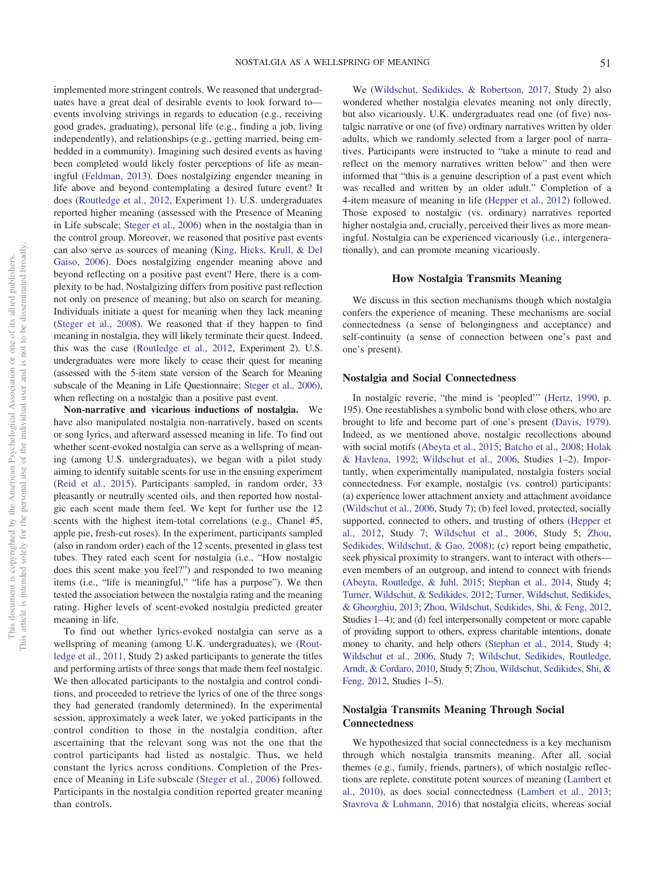implemented more stringent controls. We reasoned that undergraduates have a great deal of desirable events to look forward to—events involving strivings in regards to education (e.g., receiving good grades, graduating), personal life (e.g., finding a job, living independently), and relationships (e.g., getting married, being embedded in a community). Imagining such desired events as having been completed would likely foster perceptions of life as meaningful (Feldman, 2013). Does nostalgizing engender meaning in life above and beyond contemplating a desired future event? It does (Routledge et al., 2012, Experiment 1). U.S. undergraduates reported higher meaning (assessed with the Presence of Meaning in Life subscale; Steger et al., 2006) when in the nostalgia than in the control group. Moreover, we reasoned that positive past events can also serve as sources of meaning (King, Hicks, Krull, & Del Gaiso, 2006). Does nostalgizing engender meaning above and beyond reflecting on a positive past event? Here, there is a complexity to be had. Nostalgizing differs from positive past reflection not only on presence of meaning, but also on search for meaning. Individuals initiate a quest for meaning when they lack meaning (Steger et al., 2008). We reasoned that if they happen to find meaning in nostalgia, they will likely terminate their quest. Indeed, this was the case (Routledge et al., 2012, Experiment 2). U.S. undergraduates were more likely to cease their quest for meaning (assessed with the 5-item state version of the Search for Meaning subscale of the Meaning in Life Questionnaire; Steger et al., 2006), when reflecting on a nostalgic than a positive past event.

**Non-narrative and vicarious inductions of nostalgia.** We have also manipulated nostalgia non-narratively, based on scents or song lyrics, and afterward assessed meaning in life. To find out whether scent-evoked nostalgia can serve as a wellspring of meaning (among U.S. undergraduates), we began with a pilot study aiming to identify suitable scents for use in the ensuing experiment (Reid et al., 2015). Participants sampled, in random order, 33 pleasantly or neutrally scented oils, and then reported how nostalgic each scent made them feel. We kept for further use the 12 scents with the highest item-total correlations (e.g., Chanel #5, apple pie, fresh-cut roses). In the experiment, participants sampled (also in random order) each of the 12 scents, presented in glass test tubes. They rated each scent for nostalgia (i.e., "How nostalgic does this scent make you feel?") and responded to two meaning items (i.e., "life is meaningful," "life has a purpose"). We then tested the association between the nostalgia rating and the meaning rating. Higher levels of scent-evoked nostalgia predicted greater meaning in life.

To find out whether lyrics-evoked nostalgia can serve as a wellspring of meaning (among U.K. undergraduates), we (Routledge et al., 2011, Study 2) asked participants to generate the titles and performing artists of three songs that made them feel nostalgic. We then allocated participants to the nostalgia and control conditions, and proceeded to retrieve the lyrics of one of the three songs they had generated (randomly determined). In the experimental session, approximately a week later, we yoked participants in the control condition to those in the nostalgia condition, after ascertaining that the relevant song was not the one that the control participants had listed as nostalgic. Thus, we held constant the lyrics across conditions. Completion of the Presence of Meaning in Life subscale (Steger et al., 2006) followed. Participants in the nostalgia condition reported greater meaning than controls.

We (Wildschut, Sedikides, & Robertson, 2017, Study 2) also wondered whether nostalgia elevates meaning not only directly, but also vicariously. U.K. undergraduates read one (of five) nostalgic narrative or one (of five) ordinary narratives written by older adults, which we randomly selected from a larger pool of narratives. Participants were instructed to "take a minute to read and reflect on the memory narratives written below" and then were informed that "this is a genuine description of a past event which was recalled and written by an older adult." Completion of a 4-item measure of meaning in life (Hepper et al., 2012) followed. Those exposed to nostalgic (vs. ordinary) narratives reported higher nostalgia and, crucially, perceived their lives as more meaningful. Nostalgia can be experienced vicariously (i.e., intergenerationally), and can promote meaning vicariously.

## How Nostalgia Transmits Meaning

We discuss in this section mechanisms though which nostalgia confers the experience of meaning. These mechanisms are social connectedness (a sense of belongingness and acceptance) and self-continuity (a sense of connection between one's past and one's present).

### Nostalgia and Social Connectedness

In nostalgic reverie, "the mind is 'peopled'" (Hertz, 1990, p. 195). One reestablishes a symbolic bond with close others, who are brought to life and become part of one's present (Davis, 1979). Indeed, as we mentioned above, nostalgic recollections abound with social motifs (Abeyta et al., 2015; Batcho et al., 2008; Holak & Havlena, 1992; Wildschut et al., 2006, Studies 1–2). Importantly, when experimentally manipulated, nostalgia fosters social connectedness. For example, nostalgic (vs. control) participants: (a) experience lower attachment anxiety and attachment avoidance (Wildschut et al., 2006, Study 7); (b) feel loved, protected, socially supported, connected to others, and trusting of others (Hepper et al., 2012, Study 7; Wildschut et al., 2006, Study 5; Zhou, Sedikides, Wildschut, & Gao, 2008); (c) report being empathetic, seek physical proximity to strangers, want to interact with others—even members of an outgroup, and intend to connect with friends (Abeyta, Routledge, & Juhl, 2015; Stephan et al., 2014, Study 4; Turner, Wildschut, & Sedikides, 2012; Turner, Wildschut, Sedikides, & Gheorghiu, 2013; Zhou, Wildschut, Sedikides, Shi, & Feng, 2012, Studies 1–4); and (d) feel interpersonally competent or more capable of providing support to others, express charitable intentions, donate money to charity, and help others (Stephan et al., 2014, Study 4; Wildschut et al., 2006, Study 7; Wildschut, Sedikides, Routledge, Arndt, & Cordaro, 2010, Study 5; Zhou, Wildschut, Sedikides, Shi, & Feng, 2012, Studies 1–5).

### Nostalgia Transmits Meaning Through Social Connectedness

We hypothesized that social connectedness is a key mechanism through which nostalgia transmits meaning. After all, social themes (e.g., family, friends, partners), of which nostalgic reflections are replete, constitute potent sources of meaning (Lambert et al., 2010), as does social connectedness (Lambert et al., 2013; Stavrova & Luhmann, 2016) that nostalgia elicits, whereas social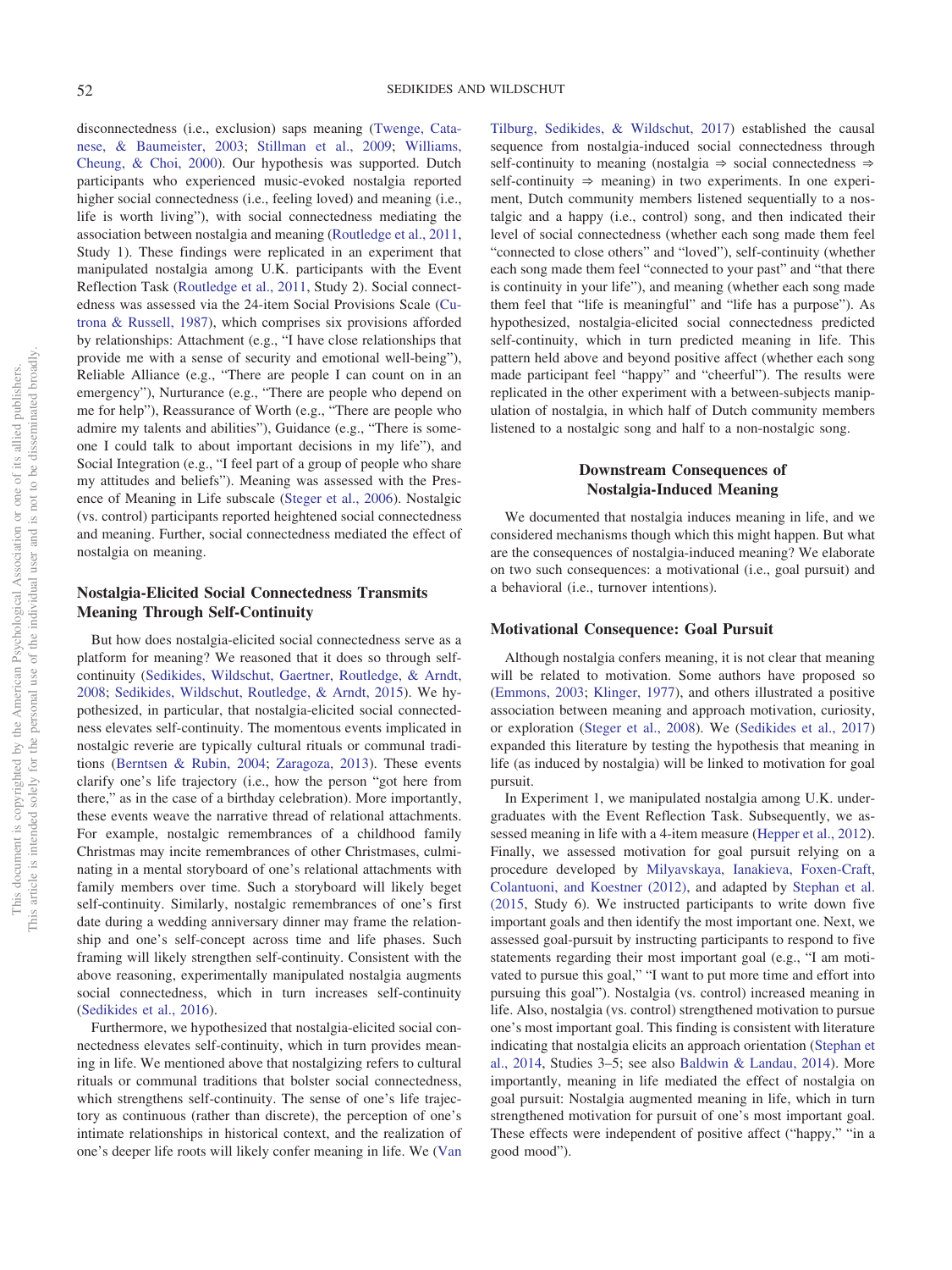disconnectedness (i.e., exclusion) saps meaning (Twenge, Catanese, & Baumeister, 2003; Stillman et al., 2009; Williams, Cheung, & Choi, 2000). Our hypothesis was supported. Dutch participants who experienced music-evoked nostalgia reported higher social connectedness (i.e., feeling loved) and meaning (i.e., life is worth living"), with social connectedness mediating the association between nostalgia and meaning (Routledge et al., 2011, Study 1). These findings were replicated in an experiment that manipulated nostalgia among U.K. participants with the Event Reflection Task (Routledge et al., 2011, Study 2). Social connectedness was assessed via the 24-item Social Provisions Scale (Cutrona & Russell, 1987), which comprises six provisions afforded by relationships: Attachment (e.g., "I have close relationships that provide me with a sense of security and emotional well-being"), Reliable Alliance (e.g., "There are people I can count on in an emergency"), Nurturance (e.g., "There are people who depend on me for help"), Reassurance of Worth (e.g., "There are people who admire my talents and abilities"), Guidance (e.g., "There is someone I could talk to about important decisions in my life"), and Social Integration (e.g., "I feel part of a group of people who share my attitudes and beliefs"). Meaning was assessed with the Presence of Meaning in Life subscale (Steger et al., 2006). Nostalgic (vs. control) participants reported heightened social connectedness and meaning. Further, social connectedness mediated the effect of nostalgia on meaning.

### Nostalgia-Elicited Social Connectedness Transmits Meaning Through Self-Continuity

But how does nostalgia-elicited social connectedness serve as a platform for meaning? We reasoned that it does so through self-continuity (Sedikides, Wildschut, Gaertner, Routledge, & Arndt, 2008; Sedikides, Wildschut, Routledge, & Arndt, 2015). We hypothesized, in particular, that nostalgia-elicited social connectedness elevates self-continuity. The momentous events implicated in nostalgic reverie are typically cultural rituals or communal traditions (Berntsen & Rubin, 2004; Zaragoza, 2013). These events clarify one's life trajectory (i.e., how the person "got here from there," as in the case of a birthday celebration). More importantly, these events weave the narrative thread of relational attachments. For example, nostalgic remembrances of a childhood family Christmas may incite remembrances of other Christmases, culminating in a mental storyboard of one's relational attachments with family members over time. Such a storyboard will likely beget self-continuity. Similarly, nostalgic remembrances of one's first date during a wedding anniversary dinner may frame the relationship and one's self-concept across time and life phases. Such framing will likely strengthen self-continuity. Consistent with the above reasoning, experimentally manipulated nostalgia augments social connectedness, which in turn increases self-continuity (Sedikides et al., 2016).

Furthermore, we hypothesized that nostalgia-elicited social connectedness elevates self-continuity, which in turn provides meaning in life. We mentioned above that nostalgizing refers to cultural rituals or communal traditions that bolster social connectedness, which strengthens self-continuity. The sense of one's life trajectory as continuous (rather than discrete), the perception of one's intimate relationships in historical context, and the realization of one's deeper life roots will likely confer meaning in life. We (Van Tilburg, Sedikides, & Wildschut, 2017) established the causal sequence from nostalgia-induced social connectedness through self-continuity to meaning (nostalgia ⇒ social connectedness ⇒ self-continuity ⇒ meaning) in two experiments. In one experiment, Dutch community members listened sequentially to a nostalgic and a happy (i.e., control) song, and then indicated their level of social connectedness (whether each song made them feel "connected to close others" and "loved"), self-continuity (whether each song made them feel "connected to your past" and "that there is continuity in your life"), and meaning (whether each song made them feel that "life is meaningful" and "life has a purpose"). As hypothesized, nostalgia-elicited social connectedness predicted self-continuity, which in turn predicted meaning in life. This pattern held above and beyond positive affect (whether each song made participant feel "happy" and "cheerful"). The results were replicated in the other experiment with a between-subjects manipulation of nostalgia, in which half of Dutch community members listened to a nostalgic song and half to a non-nostalgic song.

## Downstream Consequences of Nostalgia-Induced Meaning

We documented that nostalgia induces meaning in life, and we considered mechanisms though which this might happen. But what are the consequences of nostalgia-induced meaning? We elaborate on two such consequences: a motivational (i.e., goal pursuit) and a behavioral (i.e., turnover intentions).

### Motivational Consequence: Goal Pursuit

Although nostalgia confers meaning, it is not clear that meaning will be related to motivation. Some authors have proposed so (Emmons, 2003; Klinger, 1977), and others illustrated a positive association between meaning and approach motivation, curiosity, or exploration (Steger et al., 2008). We (Sedikides et al., 2017) expanded this literature by testing the hypothesis that meaning in life (as induced by nostalgia) will be linked to motivation for goal pursuit.

In Experiment 1, we manipulated nostalgia among U.K. undergraduates with the Event Reflection Task. Subsequently, we assessed meaning in life with a 4-item measure (Hepper et al., 2012). Finally, we assessed motivation for goal pursuit relying on a procedure developed by Milyavskaya, Ianakieva, Foxen-Craft, Colantuoni, and Koestner (2012), and adapted by Stephan et al. (2015, Study 6). We instructed participants to write down five important goals and then identify the most important one. Next, we assessed goal-pursuit by instructing participants to respond to five statements regarding their most important goal (e.g., "I am motivated to pursue this goal," "I want to put more time and effort into pursuing this goal"). Nostalgia (vs. control) increased meaning in life. Also, nostalgia (vs. control) strengthened motivation to pursue one's most important goal. This finding is consistent with literature indicating that nostalgia elicits an approach orientation (Stephan et al., 2014, Studies 3–5; see also Baldwin & Landau, 2014). More importantly, meaning in life mediated the effect of nostalgia on goal pursuit: Nostalgia augmented meaning in life, which in turn strengthened motivation for pursuit of one's most important goal. These effects were independent of positive affect ("happy," "in a good mood").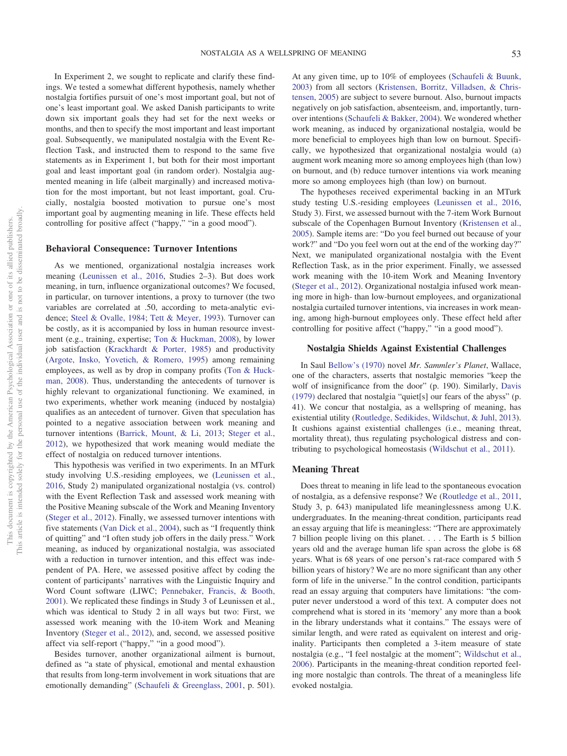In Experiment 2, we sought to replicate and clarify these findings. We tested a somewhat different hypothesis, namely whether nostalgia fortifies pursuit of one's most important goal, but not of one's least important goal. We asked Danish participants to write down six important goals they had set for the next weeks or months, and then to specify the most important and least important goal. Subsequently, we manipulated nostalgia with the Event Reflection Task, and instructed them to respond to the same five statements as in Experiment 1, but both for their most important goal and least important goal (in random order). Nostalgia augmented meaning in life (albeit marginally) and increased motivation for the most important, but not least important, goal. Crucially, nostalgia boosted motivation to pursue one's most important goal by augmenting meaning in life. These effects held controlling for positive affect ("happy," "in a good mood").

### Behavioral Consequence: Turnover Intentions

As we mentioned, organizational nostalgia increases work meaning (Leunissen et al., 2016, Studies 2–3). But does work meaning, in turn, influence organizational outcomes? We focused, in particular, on turnover intentions, a proxy to turnover (the two variables are correlated at .50, according to meta-analytic evidence; Steel & Ovalle, 1984; Tett & Meyer, 1993). Turnover can be costly, as it is accompanied by loss in human resource investment (e.g., training, expertise; Ton & Huckman, 2008), by lower job satisfaction (Krackhardt & Porter, 1985) and productivity (Argote, Insko, Yovetich, & Romero, 1995) among remaining employees, as well as by drop in company profits (Ton & Huckman, 2008). Thus, understanding the antecedents of turnover is highly relevant to organizational functioning. We examined, in two experiments, whether work meaning (induced by nostalgia) qualifies as an antecedent of turnover. Given that speculation has pointed to a negative association between work meaning and turnover intentions (Barrick, Mount, & Li, 2013; Steger et al., 2012), we hypothesized that work meaning would mediate the effect of nostalgia on reduced turnover intentions.

This hypothesis was verified in two experiments. In an MTurk study involving U.S.-residing employees, we (Leunissen et al., 2016, Study 2) manipulated organizational nostalgia (vs. control) with the Event Reflection Task and assessed work meaning with the Positive Meaning subscale of the Work and Meaning Inventory (Steger et al., 2012). Finally, we assessed turnover intentions with five statements (Van Dick et al., 2004), such as "I frequently think of quitting" and "I often study job offers in the daily press." Work meaning, as induced by organizational nostalgia, was associated with a reduction in turnover intention, and this effect was independent of PA. Here, we assessed positive affect by coding the content of participants' narratives with the Linguistic Inquiry and Word Count software (LIWC; Pennebaker, Francis, & Booth, 2001). We replicated these findings in Study 3 of Leunissen et al., which was identical to Study 2 in all ways but two: First, we assessed work meaning with the 10-item Work and Meaning Inventory (Steger et al., 2012), and, second, we assessed positive affect via self-report ("happy," "in a good mood").

Besides turnover, another organizational ailment is burnout, defined as "a state of physical, emotional and mental exhaustion that results from long-term involvement in work situations that are emotionally demanding" (Schaufeli & Greenglass, 2001, p. 501). At any given time, up to 10% of employees (Schaufeli & Buunk, 2003) from all sectors (Kristensen, Borritz, Villadsen, & Christensen, 2005) are subject to severe burnout. Also, burnout impacts negatively on job satisfaction, absenteeism, and, importantly, turnover intentions (Schaufeli & Bakker, 2004). We wondered whether work meaning, as induced by organizational nostalgia, would be more beneficial to employees high than low on burnout. Specifically, we hypothesized that organizational nostalgia would (a) augment work meaning more so among employees high (than low) on burnout, and (b) reduce turnover intentions via work meaning more so among employees high (than low) on burnout.

The hypotheses received experimental backing in an MTurk study testing U.S.-residing employees (Leunissen et al., 2016, Study 3). First, we assessed burnout with the 7-item Work Burnout subscale of the Copenhagen Burnout Inventory (Kristensen et al., 2005). Sample items are: "Do you feel burned out because of your work?" and "Do you feel worn out at the end of the working day?" Next, we manipulated organizational nostalgia with the Event Reflection Task, as in the prior experiment. Finally, we assessed work meaning with the 10-item Work and Meaning Inventory (Steger et al., 2012). Organizational nostalgia infused work meaning more in high- than low-burnout employees, and organizational nostalgia curtailed turnover intentions, via increases in work meaning, among high-burnout employees only. These effect held after controlling for positive affect ("happy," "in a good mood").

## Nostalgia Shields Against Existential Challenges

In Saul Bellow's (1970) novel *Mr. Sammler's Planet*, Wallace, one of the characters, asserts that nostalgic memories "keep the wolf of insignificance from the door" (p. 190). Similarly, Davis (1979) declared that nostalgia "quiet[s] our fears of the abyss" (p. 41). We concur that nostalgia, as a wellspring of meaning, has existential utility (Routledge, Sedikides, Wildschut, & Juhl, 2013). It cushions against existential challenges (i.e., meaning threat, mortality threat), thus regulating psychological distress and contributing to psychological homeostasis (Wildschut et al., 2011).

### Meaning Threat

Does threat to meaning in life lead to the spontaneous evocation of nostalgia, as a defensive response? We (Routledge et al., 2011, Study 3, p. 643) manipulated life meaninglessness among U.K. undergraduates. In the meaning-threat condition, participants read an essay arguing that life is meaningless: "There are approximately 7 billion people living on this planet. . . . The Earth is 5 billion years old and the average human life span across the globe is 68 years. What is 68 years of one person's rat-race compared with 5 billion years of history? We are no more significant than any other form of life in the universe." In the control condition, participants read an essay arguing that computers have limitations: "the computer never understood a word of this text. A computer does not comprehend what is stored in its 'memory' any more than a book in the library understands what it contains." The essays were of similar length, and were rated as equivalent on interest and originality. Participants then completed a 3-item measure of state nostalgia (e.g., "I feel nostalgic at the moment"; Wildschut et al., 2006). Participants in the meaning-threat condition reported feeling more nostalgic than controls. The threat of a meaningless life evoked nostalgia.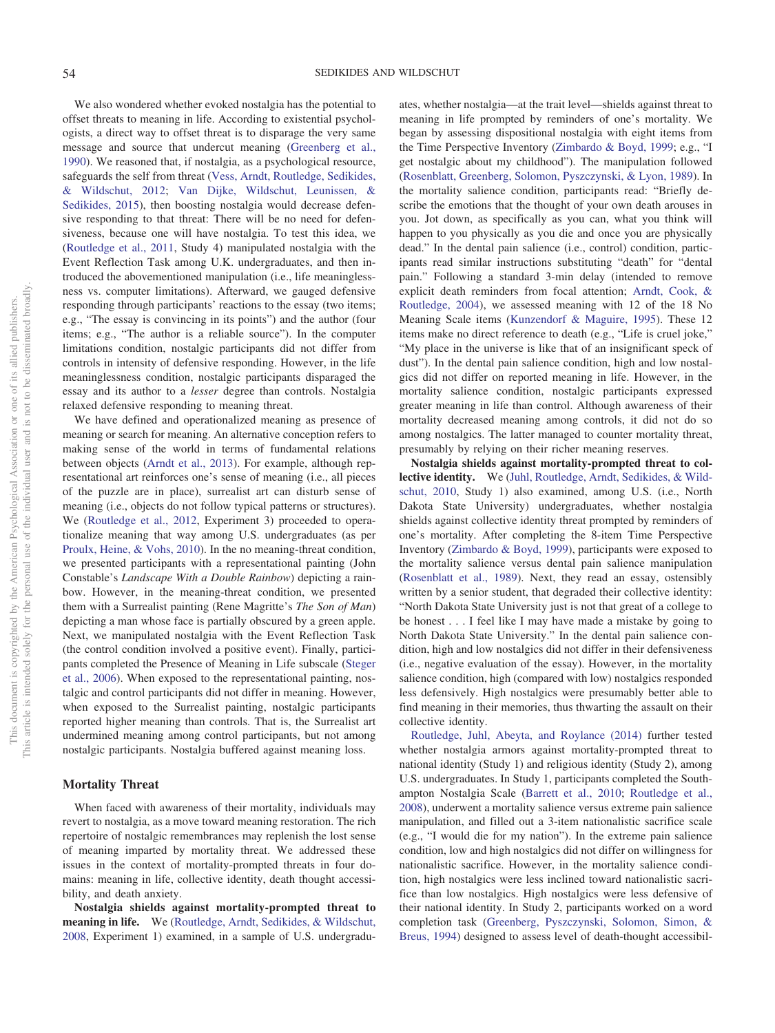We also wondered whether evoked nostalgia has the potential to offset threats to meaning in life. According to existential psychologists, a direct way to offset threat is to disparage the very same message and source that undercut meaning (Greenberg et al., 1990). We reasoned that, if nostalgia, as a psychological resource, safeguards the self from threat (Vess, Arndt, Routledge, Sedikides, & Wildschut, 2012; Van Dijke, Wildschut, Leunissen, & Sedikides, 2015), then boosting nostalgia would decrease defensive responding to that threat: There will be no need for defensiveness, because one will have nostalgia. To test this idea, we (Routledge et al., 2011, Study 4) manipulated nostalgia with the Event Reflection Task among U.K. undergraduates, and then introduced the abovementioned manipulation (i.e., life meaninglessness vs. computer limitations). Afterward, we gauged defensive responding through participants' reactions to the essay (two items; e.g., "The essay is convincing in its points") and the author (four items; e.g., "The author is a reliable source"). In the computer limitations condition, nostalgic participants did not differ from controls in intensity of defensive responding. However, in the life meaninglessness condition, nostalgic participants disparaged the essay and its author to a *lesser* degree than controls. Nostalgia relaxed defensive responding to meaning threat.

We have defined and operationalized meaning as presence of meaning or search for meaning. An alternative conception refers to making sense of the world in terms of fundamental relations between objects (Arndt et al., 2013). For example, although representational art reinforces one's sense of meaning (i.e., all pieces of the puzzle are in place), surrealist art can disturb sense of meaning (i.e., objects do not follow typical patterns or structures). We (Routledge et al., 2012, Experiment 3) proceeded to operationalize meaning that way among U.S. undergraduates (as per Proulx, Heine, & Vohs, 2010). In the no meaning-threat condition, we presented participants with a representational painting (John Constable's *Landscape With a Double Rainbow*) depicting a rainbow. However, in the meaning-threat condition, we presented them with a Surrealist painting (Rene Magritte's *The Son of Man*) depicting a man whose face is partially obscured by a green apple. Next, we manipulated nostalgia with the Event Reflection Task (the control condition involved a positive event). Finally, participants completed the Presence of Meaning in Life subscale (Steger et al., 2006). When exposed to the representational painting, nostalgic and control participants did not differ in meaning. However, when exposed to the Surrealist painting, nostalgic participants reported higher meaning than controls. That is, the Surrealist art undermined meaning among control participants, but not among nostalgic participants. Nostalgia buffered against meaning loss.

## Mortality Threat

When faced with awareness of their mortality, individuals may revert to nostalgia, as a move toward meaning restoration. The rich repertoire of nostalgic remembrances may replenish the lost sense of meaning imparted by mortality threat. We addressed these issues in the context of mortality-prompted threats in four domains: meaning in life, collective identity, death thought accessibility, and death anxiety.

**Nostalgia shields against mortality-prompted threat to meaning in life.** We (Routledge, Arndt, Sedikides, & Wildschut, 2008, Experiment 1) examined, in a sample of U.S. undergraduates, whether nostalgia—at the trait level—shields against threat to meaning in life prompted by reminders of one's mortality. We began by assessing dispositional nostalgia with eight items from the Time Perspective Inventory (Zimbardo & Boyd, 1999; e.g., "I get nostalgic about my childhood"). The manipulation followed (Rosenblatt, Greenberg, Solomon, Pyszczynski, & Lyon, 1989). In the mortality salience condition, participants read: "Briefly describe the emotions that the thought of your own death arouses in you. Jot down, as specifically as you can, what you think will happen to you physically as you die and once you are physically dead." In the dental pain salience (i.e., control) condition, participants read similar instructions substituting "death" for "dental pain." Following a standard 3-min delay (intended to remove explicit death reminders from focal attention; Arndt, Cook, & Routledge, 2004), we assessed meaning with 12 of the 18 No Meaning Scale items (Kunzendorf & Maguire, 1995). These 12 items make no direct reference to death (e.g., "Life is cruel joke," "My place in the universe is like that of an insignificant speck of dust"). In the dental pain salience condition, high and low nostalgics did not differ on reported meaning in life. However, in the mortality salience condition, nostalgic participants expressed greater meaning in life than control. Although awareness of their mortality decreased meaning among controls, it did not do so among nostalgics. The latter managed to counter mortality threat, presumably by relying on their richer meaning reserves.

**Nostalgia shields against mortality-prompted threat to collective identity.** We (Juhl, Routledge, Arndt, Sedikides, & Wildschut, 2010, Study 1) also examined, among U.S. (i.e., North Dakota State University) undergraduates, whether nostalgia shields against collective identity threat prompted by reminders of one's mortality. After completing the 8-item Time Perspective Inventory (Zimbardo & Boyd, 1999), participants were exposed to the mortality salience versus dental pain salience manipulation (Rosenblatt et al., 1989). Next, they read an essay, ostensibly written by a senior student, that degraded their collective identity: "North Dakota State University just is not that great of a college to be honest . . . I feel like I may have made a mistake by going to North Dakota State University." In the dental pain salience condition, high and low nostalgics did not differ in their defensiveness (i.e., negative evaluation of the essay). However, in the mortality salience condition, high (compared with low) nostalgics responded less defensively. High nostalgics were presumably better able to find meaning in their memories, thus thwarting the assault on their collective identity.

Routledge, Juhl, Abeyta, and Roylance (2014) further tested whether nostalgia armors against mortality-prompted threat to national identity (Study 1) and religious identity (Study 2), among U.S. undergraduates. In Study 1, participants completed the Southampton Nostalgia Scale (Barrett et al., 2010; Routledge et al., 2008), underwent a mortality salience versus extreme pain salience manipulation, and filled out a 3-item nationalistic sacrifice scale (e.g., "I would die for my nation"). In the extreme pain salience condition, low and high nostalgics did not differ on willingness for nationalistic sacrifice. However, in the mortality salience condition, high nostalgics were less inclined toward nationalistic sacrifice than low nostalgics. High nostalgics were less defensive of their national identity. In Study 2, participants worked on a word completion task (Greenberg, Pyszczynski, Solomon, Simon, & Breus, 1994) designed to assess level of death-thought accessibil-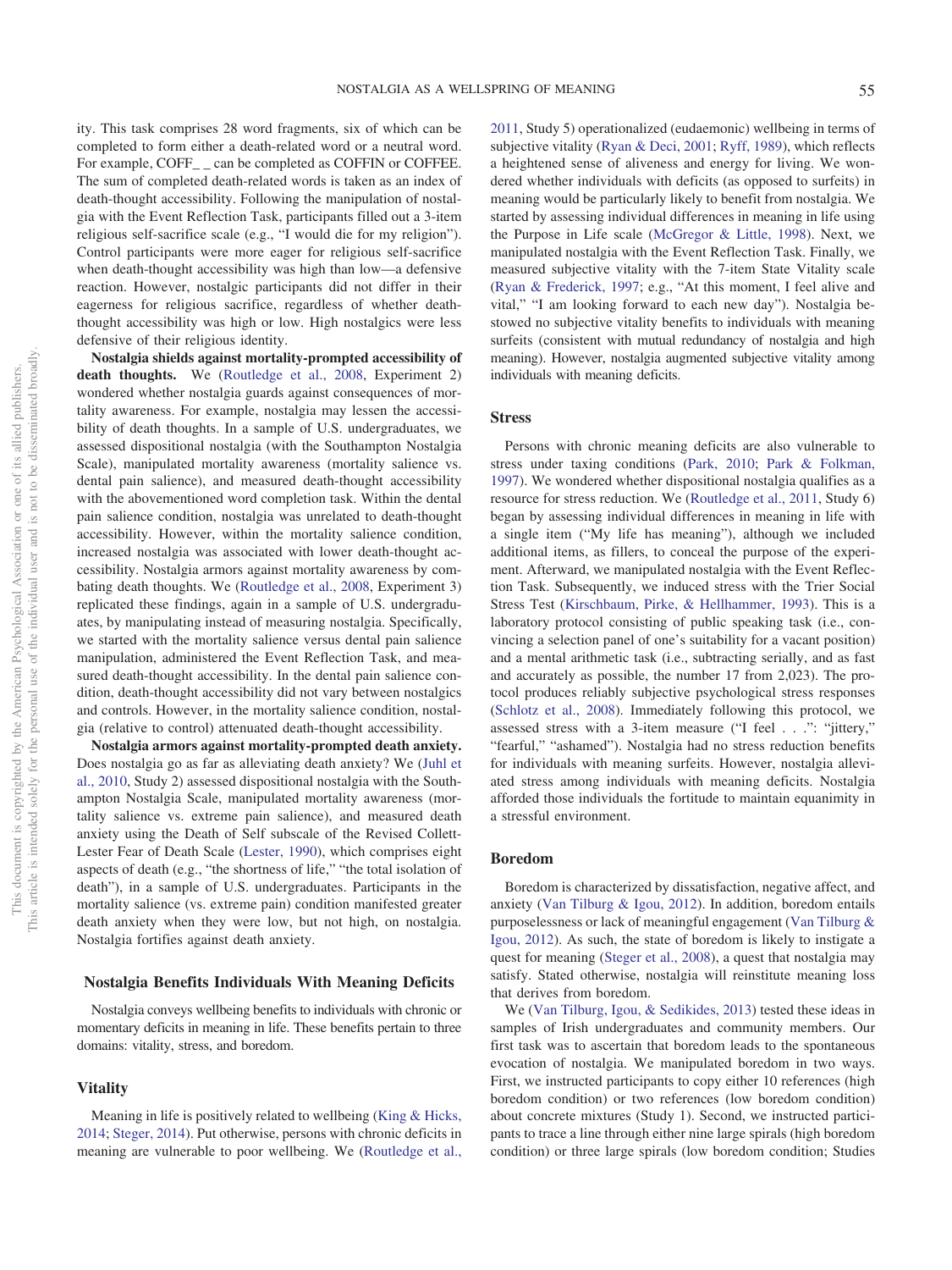ity. This task comprises 28 word fragments, six of which can be completed to form either a death-related word or a neutral word. For example, COFF_ _ can be completed as COFFIN or COFFEE. The sum of completed death-related words is taken as an index of death-thought accessibility. Following the manipulation of nostalgia with the Event Reflection Task, participants filled out a 3-item religious self-sacrifice scale (e.g., "I would die for my religion"). Control participants were more eager for religious self-sacrifice when death-thought accessibility was high than low—a defensive reaction. However, nostalgic participants did not differ in their eagerness for religious sacrifice, regardless of whether death-thought accessibility was high or low. High nostalgics were less defensive of their religious identity.

**Nostalgia shields against mortality-prompted accessibility of death thoughts.** We (Routledge et al., 2008, Experiment 2) wondered whether nostalgia guards against consequences of mortality awareness. For example, nostalgia may lessen the accessibility of death thoughts. In a sample of U.S. undergraduates, we assessed dispositional nostalgia (with the Southampton Nostalgia Scale), manipulated mortality awareness (mortality salience vs. dental pain salience), and measured death-thought accessibility with the abovementioned word completion task. Within the dental pain salience condition, nostalgia was unrelated to death-thought accessibility. However, within the mortality salience condition, increased nostalgia was associated with lower death-thought accessibility. Nostalgia armors against mortality awareness by combating death thoughts. We (Routledge et al., 2008, Experiment 3) replicated these findings, again in a sample of U.S. undergraduates, by manipulating instead of measuring nostalgia. Specifically, we started with the mortality salience versus dental pain salience manipulation, administered the Event Reflection Task, and measured death-thought accessibility. In the dental pain salience condition, death-thought accessibility did not vary between nostalgics and controls. However, in the mortality salience condition, nostalgia (relative to control) attenuated death-thought accessibility.

**Nostalgia armors against mortality-prompted death anxiety.** Does nostalgia go as far as alleviating death anxiety? We (Juhl et al., 2010, Study 2) assessed dispositional nostalgia with the Southampton Nostalgia Scale, manipulated mortality awareness (mortality salience vs. extreme pain salience), and measured death anxiety using the Death of Self subscale of the Revised Collett-Lester Fear of Death Scale (Lester, 1990), which comprises eight aspects of death (e.g., "the shortness of life," "the total isolation of death"), in a sample of U.S. undergraduates. Participants in the mortality salience (vs. extreme pain) condition manifested greater death anxiety when they were low, but not high, on nostalgia. Nostalgia fortifies against death anxiety.

## Nostalgia Benefits Individuals With Meaning Deficits

Nostalgia conveys wellbeing benefits to individuals with chronic or momentary deficits in meaning in life. These benefits pertain to three domains: vitality, stress, and boredom.

### Vitality

Meaning in life is positively related to wellbeing (King & Hicks, 2014; Steger, 2014). Put otherwise, persons with chronic deficits in meaning are vulnerable to poor wellbeing. We (Routledge et al., 2011, Study 5) operationalized (eudaemonic) wellbeing in terms of subjective vitality (Ryan & Deci, 2001; Ryff, 1989), which reflects a heightened sense of aliveness and energy for living. We wondered whether individuals with deficits (as opposed to surfeits) in meaning would be particularly likely to benefit from nostalgia. We started by assessing individual differences in meaning in life using the Purpose in Life scale (McGregor & Little, 1998). Next, we manipulated nostalgia with the Event Reflection Task. Finally, we measured subjective vitality with the 7-item State Vitality scale (Ryan & Frederick, 1997; e.g., "At this moment, I feel alive and vital," "I am looking forward to each new day"). Nostalgia bestowed no subjective vitality benefits to individuals with meaning surfeits (consistent with mutual redundancy of nostalgia and high meaning). However, nostalgia augmented subjective vitality among individuals with meaning deficits.

### Stress

Persons with chronic meaning deficits are also vulnerable to stress under taxing conditions (Park, 2010; Park & Folkman, 1997). We wondered whether dispositional nostalgia qualifies as a resource for stress reduction. We (Routledge et al., 2011, Study 6) began by assessing individual differences in meaning in life with a single item ("My life has meaning"), although we included additional items, as fillers, to conceal the purpose of the experiment. Afterward, we manipulated nostalgia with the Event Reflection Task. Subsequently, we induced stress with the Trier Social Stress Test (Kirschbaum, Pirke, & Hellhammer, 1993). This is a laboratory protocol consisting of public speaking task (i.e., convincing a selection panel of one's suitability for a vacant position) and a mental arithmetic task (i.e., subtracting serially, and as fast and accurately as possible, the number 17 from 2,023). The protocol produces reliably subjective psychological stress responses (Schlotz et al., 2008). Immediately following this protocol, we assessed stress with a 3-item measure ("I feel . . .": "jittery," "fearful," "ashamed"). Nostalgia had no stress reduction benefits for individuals with meaning surfeits. However, nostalgia alleviated stress among individuals with meaning deficits. Nostalgia afforded those individuals the fortitude to maintain equanimity in a stressful environment.

### Boredom

Boredom is characterized by dissatisfaction, negative affect, and anxiety (Van Tilburg & Igou, 2012). In addition, boredom entails purposelessness or lack of meaningful engagement (Van Tilburg & Igou, 2012). As such, the state of boredom is likely to instigate a quest for meaning (Steger et al., 2008), a quest that nostalgia may satisfy. Stated otherwise, nostalgia will reinstitute meaning loss that derives from boredom.

We (Van Tilburg, Igou, & Sedikides, 2013) tested these ideas in samples of Irish undergraduates and community members. Our first task was to ascertain that boredom leads to the spontaneous evocation of nostalgia. We manipulated boredom in two ways. First, we instructed participants to copy either 10 references (high boredom condition) or two references (low boredom condition) about concrete mixtures (Study 1). Second, we instructed participants to trace a line through either nine large spirals (high boredom condition) or three large spirals (low boredom condition; Studies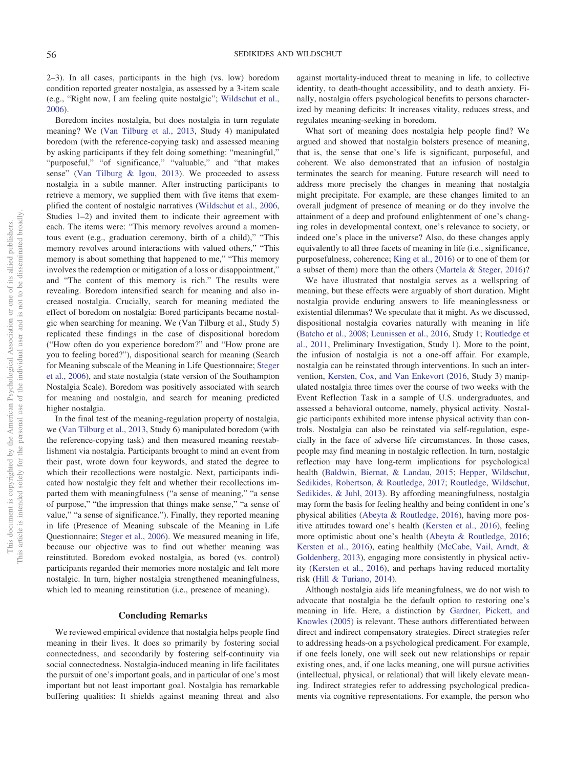2–3). In all cases, participants in the high (vs. low) boredom condition reported greater nostalgia, as assessed by a 3-item scale (e.g., "Right now, I am feeling quite nostalgic"; Wildschut et al., 2006).

Boredom incites nostalgia, but does nostalgia in turn regulate meaning? We (Van Tilburg et al., 2013, Study 4) manipulated boredom (with the reference-copying task) and assessed meaning by asking participants if they felt doing something: "meaningful," "purposeful," "of significance," "valuable," and "that makes sense" (Van Tilburg & Igou, 2013). We proceeded to assess nostalgia in a subtle manner. After instructing participants to retrieve a memory, we supplied them with five items that exemplified the content of nostalgic narratives (Wildschut et al., 2006, Studies 1–2) and invited them to indicate their agreement with each. The items were: "This memory revolves around a momentous event (e.g., graduation ceremony, birth of a child)," "This memory revolves around interactions with valued others," "This memory is about something that happened to me," "This memory involves the redemption or mitigation of a loss or disappointment," and "The content of this memory is rich." The results were revealing. Boredom intensified search for meaning and also increased nostalgia. Crucially, search for meaning mediated the effect of boredom on nostalgia: Bored participants became nostalgic when searching for meaning. We (Van Tilburg et al., Study 5) replicated these findings in the case of dispositional boredom ("How often do you experience boredom?" and "How prone are you to feeling bored?"), dispositional search for meaning (Search for Meaning subscale of the Meaning in Life Questionnaire; Steger et al., 2006), and state nostalgia (state version of the Southampton Nostalgia Scale). Boredom was positively associated with search for meaning and nostalgia, and search for meaning predicted higher nostalgia.

In the final test of the meaning-regulation property of nostalgia, we (Van Tilburg et al., 2013, Study 6) manipulated boredom (with the reference-copying task) and then measured meaning reestablishment via nostalgia. Participants brought to mind an event from their past, wrote down four keywords, and stated the degree to which their recollections were nostalgic. Next, participants indicated how nostalgic they felt and whether their recollections imparted them with meaningfulness ("a sense of meaning," "a sense of purpose," "the impression that things make sense," "a sense of value," "a sense of significance."). Finally, they reported meaning in life (Presence of Meaning subscale of the Meaning in Life Questionnaire; Steger et al., 2006). We measured meaning in life, because our objective was to find out whether meaning was reinstituted. Boredom evoked nostalgia, as bored (vs. control) participants regarded their memories more nostalgic and felt more nostalgic. In turn, higher nostalgia strengthened meaningfulness, which led to meaning reinstitution (i.e., presence of meaning).

## Concluding Remarks

We reviewed empirical evidence that nostalgia helps people find meaning in their lives. It does so primarily by fostering social connectedness, and secondarily by fostering self-continuity via social connectedness. Nostalgia-induced meaning in life facilitates the pursuit of one's important goals, and in particular of one's most important but not least important goal. Nostalgia has remarkable buffering qualities: It shields against meaning threat and also against mortality-induced threat to meaning in life, to collective identity, to death-thought accessibility, and to death anxiety. Finally, nostalgia offers psychological benefits to persons characterized by meaning deficits: It increases vitality, reduces stress, and regulates meaning-seeking in boredom.

What sort of meaning does nostalgia help people find? We argued and showed that nostalgia bolsters presence of meaning, that is, the sense that one's life is significant, purposeful, and coherent. We also demonstrated that an infusion of nostalgia terminates the search for meaning. Future research will need to address more precisely the changes in meaning that nostalgia might precipitate. For example, are these changes limited to an overall judgment of presence of meaning or do they involve the attainment of a deep and profound enlightenment of one's changing roles in developmental context, one's relevance to society, or indeed one's place in the universe? Also, do these changes apply equivalently to all three facets of meaning in life (i.e., significance, purposefulness, coherence; King et al., 2016) or to one of them (or a subset of them) more than the others (Martela & Steger, 2016)?

We have illustrated that nostalgia serves as a wellspring of meaning, but these effects were arguably of short duration. Might nostalgia provide enduring answers to life meaninglessness or existential dilemmas? We speculate that it might. As we discussed, dispositional nostalgia covaries naturally with meaning in life (Batcho et al., 2008; Leunissen et al., 2016, Study 1; Routledge et al., 2011, Preliminary Investigation, Study 1). More to the point, the infusion of nostalgia is not a one-off affair. For example, nostalgia can be reinstated through interventions. In such an intervention, Kersten, Cox, and Van Enkevort (2016, Study 3) manipulated nostalgia three times over the course of two weeks with the Event Reflection Task in a sample of U.S. undergraduates, and assessed a behavioral outcome, namely, physical activity. Nostalgic participants exhibited more intense physical activity than controls. Nostalgia can also be reinstated via self-regulation, especially in the face of adverse life circumstances. In those cases, people may find meaning in nostalgic reflection. In turn, nostalgic reflection may have long-term implications for psychological health (Baldwin, Biernat, & Landau, 2015; Hepper, Wildschut, Sedikides, Robertson, & Routledge, 2017; Routledge, Wildschut, Sedikides, & Juhl, 2013). By affording meaningfulness, nostalgia may form the basis for feeling healthy and being confident in one's physical abilities (Abeyta & Routledge, 2016), having more positive attitudes toward one's health (Kersten et al., 2016), feeling more optimistic about one's health (Abeyta & Routledge, 2016; Kersten et al., 2016), eating healthily (McCabe, Vail, Arndt, & Goldenberg, 2013), engaging more consistently in physical activity (Kersten et al., 2016), and perhaps having reduced mortality risk (Hill & Turiano, 2014).

Although nostalgia aids life meaningfulness, we do not wish to advocate that nostalgia be the default option to restoring one's meaning in life. Here, a distinction by Gardner, Pickett, and Knowles (2005) is relevant. These authors differentiated between direct and indirect compensatory strategies. Direct strategies refer to addressing heads-on a psychological predicament. For example, if one feels lonely, one will seek out new relationships or repair existing ones, and, if one lacks meaning, one will pursue activities (intellectual, physical, or relational) that will likely elevate meaning. Indirect strategies refer to addressing psychological predicaments via cognitive representations. For example, the person who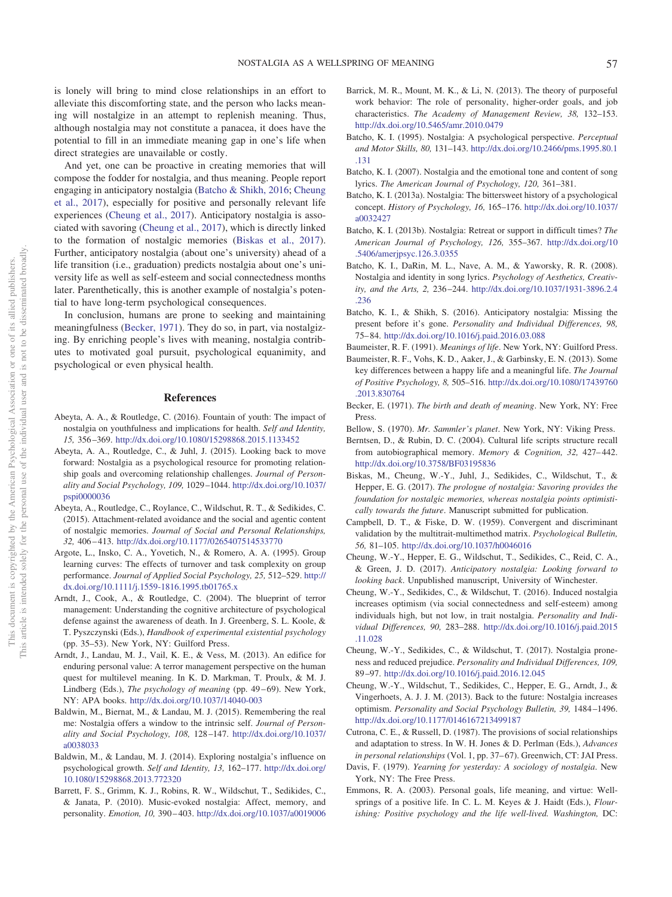is lonely will bring to mind close relationships in an effort to alleviate this discomforting state, and the person who lacks meaning will nostalgize in an attempt to replenish meaning. Thus, although nostalgia may not constitute a panacea, it does have the potential to fill in an immediate meaning gap in one's life when direct strategies are unavailable or costly.

And yet, one can be proactive in creating memories that will compose the fodder for nostalgia, and thus meaning. People report engaging in anticipatory nostalgia (Batcho & Shikh, 2016; Cheung et al., 2017), especially for positive and personally relevant life experiences (Cheung et al., 2017). Anticipatory nostalgia is associated with savoring (Cheung et al., 2017), which is directly linked to the formation of nostalgic memories (Biskas et al., 2017). Further, anticipatory nostalgia (about one's university) ahead of a life transition (i.e., graduation) predicts nostalgia about one's university life as well as self-esteem and social connectedness months later. Parenthetically, this is another example of nostalgia's potential to have long-term psychological consequences.

In conclusion, humans are prone to seeking and maintaining meaningfulness (Becker, 1971). They do so, in part, via nostalgizing. By enriching people's lives with meaning, nostalgia contributes to motivated goal pursuit, psychological equanimity, and psychological or even physical health.

## References

Abeyta, A. A., & Routledge, C. (2016). Fountain of youth: The impact of nostalgia on youthfulness and implications for health. *Self and Identity, 15,* 356–369. http://dx.doi.org/10.1080/15298868.2015.1133452

Abeyta, A. A., Routledge, C., & Juhl, J. (2015). Looking back to move forward: Nostalgia as a psychological resource for promoting relationship goals and overcoming relationship challenges. *Journal of Personality and Social Psychology, 109,* 1029–1044. http://dx.doi.org/10.1037/pspi0000036

Abeyta, A., Routledge, C., Roylance, C., Wildschut, R. T., & Sedikides, C. (2015). Attachment-related avoidance and the social and agentic content of nostalgic memories. *Journal of Social and Personal Relationships, 32,* 406–413. http://dx.doi.org/10.1177/0265407514533770

Argote, L., Insko, C. A., Yovetich, N., & Romero, A. A. (1995). Group learning curves: The effects of turnover and task complexity on group performance. *Journal of Applied Social Psychology, 25,* 512–529. http://dx.doi.org/10.1111/j.1559-1816.1995.tb01765.x

Arndt, J., Cook, A., & Routledge, C. (2004). The blueprint of terror management: Understanding the cognitive architecture of psychological defense against the awareness of death. In J. Greenberg, S. L. Koole, & T. Pyszczynski (Eds.), *Handbook of experimental existential psychology* (pp. 35–53). New York, NY: Guilford Press.

Arndt, J., Landau, M. J., Vail, K. E., & Vess, M. (2013). An edifice for enduring personal value: A terror management perspective on the human quest for multilevel meaning. In K. D. Markman, T. Proulx, & M. J. Lindberg (Eds.), *The psychology of meaning* (pp. 49–69). New York, NY: APA books. http://dx.doi.org/10.1037/14040-003

Baldwin, M., Biernat, M., & Landau, M. J. (2015). Remembering the real me: Nostalgia offers a window to the intrinsic self. *Journal of Personality and Social Psychology, 108,* 128–147. http://dx.doi.org/10.1037/a0038033

Baldwin, M., & Landau, M. J. (2014). Exploring nostalgia's influence on psychological growth. *Self and Identity, 13,* 162–177. http://dx.doi.org/10.1080/15298868.2013.772320

Barrett, F. S., Grimm, K. J., Robins, R. W., Wildschut, T., Sedikides, C., & Janata, P. (2010). Music-evoked nostalgia: Affect, memory, and personality. *Emotion, 10,* 390–403. http://dx.doi.org/10.1037/a0019006

Barrick, M. R., Mount, M. K., & Li, N. (2013). The theory of purposeful work behavior: The role of personality, higher-order goals, and job characteristics. *The Academy of Management Review, 38,* 132–153. http://dx.doi.org/10.5465/amr.2010.0479

Batcho, K. I. (1995). Nostalgia: A psychological perspective. *Perceptual and Motor Skills, 80,* 131–143. http://dx.doi.org/10.2466/pms.1995.80.1.131

Batcho, K. I. (2007). Nostalgia and the emotional tone and content of song lyrics. *The American Journal of Psychology, 120,* 361–381.

Batcho, K. I. (2013a). Nostalgia: The bittersweet history of a psychological concept. *History of Psychology, 16,* 165–176. http://dx.doi.org/10.1037/a0032427

Batcho, K. I. (2013b). Nostalgia: Retreat or support in difficult times? *The American Journal of Psychology, 126,* 355–367. http://dx.doi.org/10.5406/amerjpsyc.126.3.0355

Batcho, K. I., DaRin, M. L., Nave, A. M., & Yaworsky, R. R. (2008). Nostalgia and identity in song lyrics. *Psychology of Aesthetics, Creativity, and the Arts, 2,* 236–244. http://dx.doi.org/10.1037/1931-3896.2.4.236

Batcho, K. I., & Shikh, S. (2016). Anticipatory nostalgia: Missing the present before it's gone. *Personality and Individual Differences, 98,* 75–84. http://dx.doi.org/10.1016/j.paid.2016.03.088

Baumeister, R. F. (1991). *Meanings of life*. New York, NY: Guilford Press.

Baumeister, R. F., Vohs, K. D., Aaker, J., & Garbinsky, E. N. (2013). Some key differences between a happy life and a meaningful life. *The Journal of Positive Psychology, 8,* 505–516. http://dx.doi.org/10.1080/17439760.2013.830764

Becker, E. (1971). *The birth and death of meaning*. New York, NY: Free Press.

Bellow, S. (1970). *Mr. Sammler's planet*. New York, NY: Viking Press.

Berntsen, D., & Rubin, D. C. (2004). Cultural life scripts structure recall from autobiographical memory. *Memory & Cognition, 32,* 427–442. http://dx.doi.org/10.3758/BF03195836

Biskas, M., Cheung, W.-Y., Juhl, J., Sedikides, C., Wildschut, T., & Hepper, E. G. (2017). *The prologue of nostalgia: Savoring provides the foundation for nostalgic memories, whereas nostalgia points optimistically towards the future*. Manuscript submitted for publication.

Campbell, D. T., & Fiske, D. W. (1959). Convergent and discriminant validation by the multitrait-multimethod matrix. *Psychological Bulletin, 56,* 81–105. http://dx.doi.org/10.1037/h0046016

Cheung, W.-Y., Hepper, E. G., Wildschut, T., Sedikides, C., Reid, C. A., & Green, J. D. (2017). *Anticipatory nostalgia: Looking forward to looking back*. Unpublished manuscript, University of Winchester.

Cheung, W.-Y., Sedikides, C., & Wildschut, T. (2016). Induced nostalgia increases optimism (via social connectedness and self-esteem) among individuals high, but not low, in trait nostalgia. *Personality and Individual Differences, 90,* 283–288. http://dx.doi.org/10.1016/j.paid.2015.11.028

Cheung, W.-Y., Sedikides, C., & Wildschut, T. (2017). Nostalgia proneness and reduced prejudice. *Personality and Individual Differences, 109,* 89–97. http://dx.doi.org/10.1016/j.paid.2016.12.045

Cheung, W.-Y., Wildschut, T., Sedikides, C., Hepper, E. G., Arndt, J., & Vingerhoets, A. J. J. M. (2013). Back to the future: Nostalgia increases optimism. *Personality and Social Psychology Bulletin, 39,* 1484–1496. http://dx.doi.org/10.1177/0146167213499187

Cutrona, C. E., & Russell, D. (1987). The provisions of social relationships and adaptation to stress. In W. H. Jones & D. Perlman (Eds.), *Advances in personal relationships* (Vol. 1, pp. 37–67). Greenwich, CT: JAI Press.

Davis, F. (1979). *Yearning for yesterday: A sociology of nostalgia*. New York, NY: The Free Press.

Emmons, R. A. (2003). Personal goals, life meaning, and virtue: Wellsprings of a positive life. In C. L. M. Keyes & J. Haidt (Eds.), *Flourishing: Positive psychology and the life well-lived. Washington,* DC: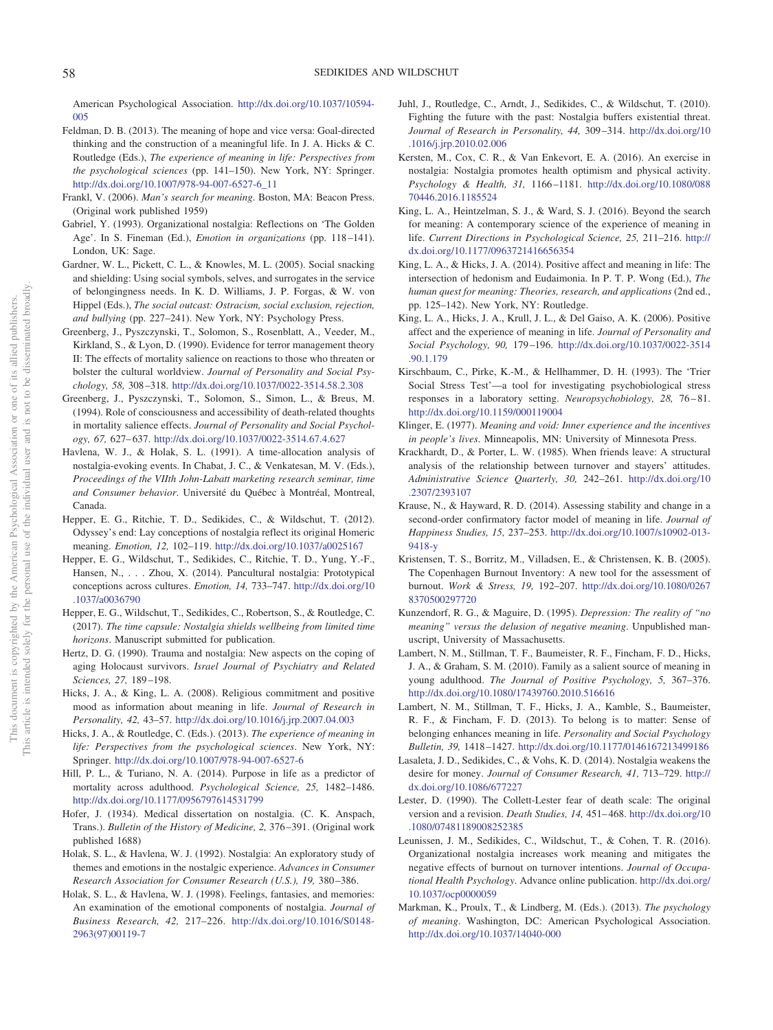American Psychological Association. http://dx.doi.org/10.1037/10594-005

Feldman, D. B. (2013). The meaning of hope and vice versa: Goal-directed thinking and the construction of a meaningful life. In J. A. Hicks & C. Routledge (Eds.), *The experience of meaning in life: Perspectives from the psychological sciences* (pp. 141–150). New York, NY: Springer. http://dx.doi.org/10.1007/978-94-007-6527-6_11

Frankl, V. (2006). *Man's search for meaning*. Boston, MA: Beacon Press. (Original work published 1959)

Gabriel, Y. (1993). Organizational nostalgia: Reflections on 'The Golden Age'. In S. Fineman (Ed.), *Emotion in organizations* (pp. 118–141). London, UK: Sage.

Gardner, W. L., Pickett, C. L., & Knowles, M. L. (2005). Social snacking and shielding: Using social symbols, selves, and surrogates in the service of belongingness needs. In K. D. Williams, J. P. Forgas, & W. von Hippel (Eds.), *The social outcast: Ostracism, social exclusion, rejection, and bullying* (pp. 227–241). New York, NY: Psychology Press.

Greenberg, J., Pyszczynski, T., Solomon, S., Rosenblatt, A., Veeder, M., Kirkland, S., & Lyon, D. (1990). Evidence for terror management theory II: The effects of mortality salience on reactions to those who threaten or bolster the cultural worldview. *Journal of Personality and Social Psychology, 58,* 308–318. http://dx.doi.org/10.1037/0022-3514.58.2.308

Greenberg, J., Pyszczynski, T., Solomon, S., Simon, L., & Breus, M. (1994). Role of consciousness and accessibility of death-related thoughts in mortality salience effects. *Journal of Personality and Social Psychology, 67,* 627–637. http://dx.doi.org/10.1037/0022-3514.67.4.627

Havlena, W. J., & Holak, S. L. (1991). A time-allocation analysis of nostalgia-evoking events. In Chabat, J. C., & Venkatesan, M. V. (Eds.), *Proceedings of the VIIth John-Labatt marketing research seminar, time and Consumer behavior*. Université du Québec à Montréal, Montreal, Canada.

Hepper, E. G., Ritchie, T. D., Sedikides, C., & Wildschut, T. (2012). Odyssey's end: Lay conceptions of nostalgia reflect its original Homeric meaning. *Emotion, 12,* 102–119. http://dx.doi.org/10.1037/a0025167

Hepper, E. G., Wildschut, T., Sedikides, C., Ritchie, T. D., Yung, Y.-F., Hansen, N., . . . Zhou, X. (2014). Pancultural nostalgia: Prototypical conceptions across cultures. *Emotion, 14,* 733–747. http://dx.doi.org/10.1037/a0036790

Hepper, E. G., Wildschut, T., Sedikides, C., Robertson, S., & Routledge, C. (2017). *The time capsule: Nostalgia shields wellbeing from limited time horizons*. Manuscript submitted for publication.

Hertz, D. G. (1990). Trauma and nostalgia: New aspects on the coping of aging Holocaust survivors. *Israel Journal of Psychiatry and Related Sciences, 27,* 189–198.

Hicks, J. A., & King, L. A. (2008). Religious commitment and positive mood as information about meaning in life. *Journal of Research in Personality, 42,* 43–57. http://dx.doi.org/10.1016/j.jrp.2007.04.003

Hicks, J. A., & Routledge, C. (Eds.). (2013). *The experience of meaning in life: Perspectives from the psychological sciences*. New York, NY: Springer. http://dx.doi.org/10.1007/978-94-007-6527-6

Hill, P. L., & Turiano, N. A. (2014). Purpose in life as a predictor of mortality across adulthood. *Psychological Science, 25,* 1482–1486. http://dx.doi.org/10.1177/0956797614531799

Hofer, J. (1934). Medical dissertation on nostalgia. (C. K. Anspach, Trans.). *Bulletin of the History of Medicine, 2,* 376–391. (Original work published 1688)

Holak, S. L., & Havlena, W. J. (1992). Nostalgia: An exploratory study of themes and emotions in the nostalgic experience. *Advances in Consumer Research Association for Consumer Research (U.S.), 19,* 380–386.

Holak, S. L., & Havlena, W. J. (1998). Feelings, fantasies, and memories: An examination of the emotional components of nostalgia. *Journal of Business Research, 42,* 217–226. http://dx.doi.org/10.1016/S0148-2963(97)00119-7

Juhl, J., Routledge, C., Arndt, J., Sedikides, C., & Wildschut, T. (2010). Fighting the future with the past: Nostalgia buffers existential threat. *Journal of Research in Personality, 44,* 309–314. http://dx.doi.org/10.1016/j.jrp.2010.02.006

Kersten, M., Cox, C. R., & Van Enkevort, E. A. (2016). An exercise in nostalgia: Nostalgia promotes health optimism and physical activity. *Psychology & Health, 31,* 1166–1181. http://dx.doi.org/10.1080/08870446.2016.1185524

King, L. A., Heintzelman, S. J., & Ward, S. J. (2016). Beyond the search for meaning: A contemporary science of the experience of meaning in life. *Current Directions in Psychological Science, 25,* 211–216. http://dx.doi.org/10.1177/0963721416656354

King, L. A., & Hicks, J. A. (2014). Positive affect and meaning in life: The intersection of hedonism and Eudaimonia. In P. T. P. Wong (Ed.), *The human quest for meaning: Theories, research, and applications* (2nd ed., pp. 125–142). New York, NY: Routledge.

King, L. A., Hicks, J. A., Krull, J. L., & Del Gaiso, A. K. (2006). Positive affect and the experience of meaning in life. *Journal of Personality and Social Psychology, 90,* 179–196. http://dx.doi.org/10.1037/0022-3514.90.1.179

Kirschbaum, C., Pirke, K.-M., & Hellhammer, D. H. (1993). The 'Trier Social Stress Test'—a tool for investigating psychobiological stress responses in a laboratory setting. *Neuropsychobiology, 28,* 76–81. http://dx.doi.org/10.1159/000119004

Klinger, E. (1977). *Meaning and void: Inner experience and the incentives in people's lives*. Minneapolis, MN: University of Minnesota Press.

Krackhardt, D., & Porter, L. W. (1985). When friends leave: A structural analysis of the relationship between turnover and stayers' attitudes. *Administrative Science Quarterly, 30,* 242–261. http://dx.doi.org/10.2307/2393107

Krause, N., & Hayward, R. D. (2014). Assessing stability and change in a second-order confirmatory factor model of meaning in life. *Journal of Happiness Studies, 15,* 237–253. http://dx.doi.org/10.1007/s10902-013-9418-y

Kristensen, T. S., Borritz, M., Villadsen, E., & Christensen, K. B. (2005). The Copenhagen Burnout Inventory: A new tool for the assessment of burnout. *Work & Stress, 19,* 192–207. http://dx.doi.org/10.1080/02678370500297720

Kunzendorf, R. G., & Maguire, D. (1995). *Depression: The reality of "no meaning" versus the delusion of negative meaning*. Unpublished manuscript, University of Massachusetts.

Lambert, N. M., Stillman, T. F., Baumeister, R. F., Fincham, F. D., Hicks, J. A., & Graham, S. M. (2010). Family as a salient source of meaning in young adulthood. *The Journal of Positive Psychology, 5,* 367–376. http://dx.doi.org/10.1080/17439760.2010.516616

Lambert, N. M., Stillman, T. F., Hicks, J. A., Kamble, S., Baumeister, R. F., & Fincham, F. D. (2013). To belong is to matter: Sense of belonging enhances meaning in life. *Personality and Social Psychology Bulletin, 39,* 1418–1427. http://dx.doi.org/10.1177/0146167213499186

Lasaleta, J. D., Sedikides, C., & Vohs, K. D. (2014). Nostalgia weakens the desire for money. *Journal of Consumer Research, 41,* 713–729. http://dx.doi.org/10.1086/677227

Lester, D. (1990). The Collett-Lester fear of death scale: The original version and a revision. *Death Studies, 14,* 451–468. http://dx.doi.org/10.1080/07481189008252385

Leunissen, J. M., Sedikides, C., Wildschut, T., & Cohen, T. R. (2016). Organizational nostalgia increases work meaning and mitigates the negative effects of burnout on turnover intentions. *Journal of Occupational Health Psychology*. Advance online publication. http://dx.doi.org/10.1037/ocp0000059

Markman, K., Proulx, T., & Lindberg, M. (Eds.). (2013). *The psychology of meaning*. Washington, DC: American Psychological Association. http://dx.doi.org/10.1037/14040-000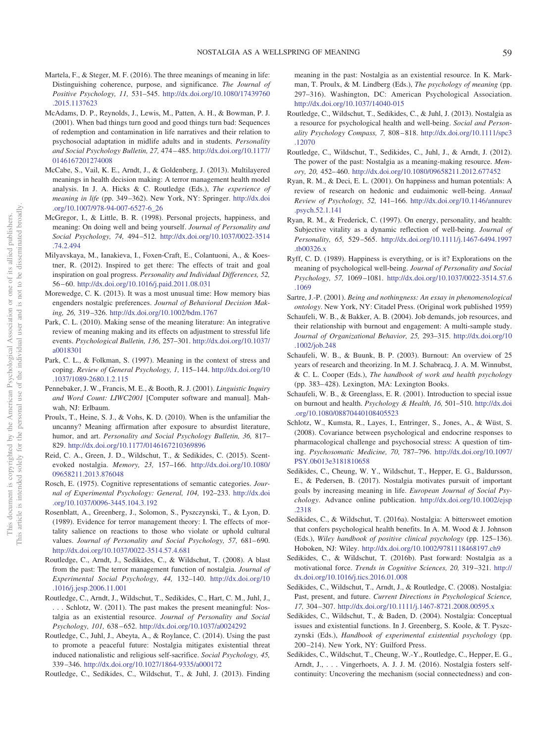Martela, F., & Steger, M. F. (2016). The three meanings of meaning in life: Distinguishing coherence, purpose, and significance. *The Journal of Positive Psychology, 11,* 531–545. http://dx.doi.org/10.1080/17439760.2015.1137623

McAdams, D. P., Reynolds, J., Lewis, M., Patten, A. H., & Bowman, P. J. (2001). When bad things turn good and good things turn bad: Sequences of redemption and contamination in life narratives and their relation to psychosocial adaptation in midlife adults and in students. *Personality and Social Psychology Bulletin, 27,* 474–485. http://dx.doi.org/10.1177/0146167201274008

McCabe, S., Vail, K. E., Arndt, J., & Goldenberg, J. (2013). Multilayered meanings in health decision making: A terror management health model analysis. In J. A. Hicks & C. Routledge (Eds.), *The experience of meaning in life* (pp. 349–362). New York, NY: Springer. http://dx.doi.org/10.1007/978-94-007-6527-6_26

McGregor, I., & Little, B. R. (1998). Personal projects, happiness, and meaning: On doing well and being yourself. *Journal of Personality and Social Psychology, 74,* 494–512. http://dx.doi.org/10.1037/0022-3514.74.2.494

Milyavskaya, M., Ianakieva, I., Foxen-Craft, E., Colantuoni, A., & Koestner, R. (2012). Inspired to get there: The effects of trait and goal inspiration on goal progress. *Personality and Individual Differences, 52,* 56–60. http://dx.doi.org/10.1016/j.paid.2011.08.031

Morewedge, C. K. (2013). It was a most unusual time: How memory bias engenders nostalgic preferences. *Journal of Behavioral Decision Making, 26,* 319–326. http://dx.doi.org/10.1002/bdm.1767

Park, C. L. (2010). Making sense of the meaning literature: An integrative review of meaning making and its effects on adjustment to stressful life events. *Psychological Bulletin, 136,* 257–301. http://dx.doi.org/10.1037/a0018301

Park, C. L., & Folkman, S. (1997). Meaning in the context of stress and coping. *Review of General Psychology, 1,* 115–144. http://dx.doi.org/10.1037/1089-2680.1.2.115

Pennebaker, J. W., Francis, M. E., & Booth, R. J. (2001). *Linguistic Inquiry and Word Count: LIWC2001* [Computer software and manual]. Mahwah, NJ: Erlbaum.

Proulx, T., Heine, S. J., & Vohs, K. D. (2010). When is the unfamiliar the uncanny? Meaning affirmation after exposure to absurdist literature, humor, and art. *Personality and Social Psychology Bulletin, 36,* 817–829. http://dx.doi.org/10.1177/0146167210369896

Reid, C. A., Green, J. D., Wildschut, T., & Sedikides, C. (2015). Scent-evoked nostalgia. *Memory, 23,* 157–166. http://dx.doi.org/10.1080/09658211.2013.876048

Rosch, E. (1975). Cognitive representations of semantic categories. *Journal of Experimental Psychology: General, 104,* 192–233. http://dx.doi.org/10.1037/0096-3445.104.3.192

Rosenblatt, A., Greenberg, J., Solomon, S., Pyszczynski, T., & Lyon, D. (1989). Evidence for terror management theory: I. The effects of mortality salience on reactions to those who violate or uphold cultural values. *Journal of Personality and Social Psychology, 57,* 681–690. http://dx.doi.org/10.1037/0022-3514.57.4.681

Routledge, C., Arndt, J., Sedikides, C., & Wildschut, T. (2008). A blast from the past: The terror management function of nostalgia. *Journal of Experimental Social Psychology, 44,* 132–140. http://dx.doi.org/10.1016/j.jesp.2006.11.001

Routledge, C., Arndt, J., Wildschut, T., Sedikides, C., Hart, C. M., Juhl, J., . . . Schlotz, W. (2011). The past makes the present meaningful: Nostalgia as an existential resource. *Journal of Personality and Social Psychology, 101,* 638–652. http://dx.doi.org/10.1037/a0024292

Routledge, C., Juhl, J., Abeyta, A., & Roylance, C. (2014). Using the past to promote a peaceful future: Nostalgia mitigates existential threat induced nationalistic and religious self-sacrifice. *Social Psychology, 45,* 339–346. http://dx.doi.org/10.1027/1864-9335/a000172

Routledge, C., Sedikides, C., Wildschut, T., & Juhl, J. (2013). Finding meaning in the past: Nostalgia as an existential resource. In K. Markman, T. Proulx, & M. Lindberg (Eds.), *The psychology of meaning* (pp. 297–316). Washington, DC: American Psychological Association. http://dx.doi.org/10.1037/14040-015

Routledge, C., Wildschut, T., Sedikides, C., & Juhl, J. (2013). Nostalgia as a resource for psychological health and well-being. *Social and Personality Psychology Compass, 7,* 808–818. http://dx.doi.org/10.1111/spc3.12070

Routledge, C., Wildschut, T., Sedikides, C., Juhl, J., & Arndt, J. (2012). The power of the past: Nostalgia as a meaning-making resource. *Memory, 20,* 452–460. http://dx.doi.org/10.1080/09658211.2012.677452

Ryan, R. M., & Deci, E. L. (2001). On happiness and human potentials: A review of research on hedonic and eudaimonic well-being. *Annual Review of Psychology, 52,* 141–166. http://dx.doi.org/10.1146/annurev.psych.52.1.141

Ryan, R. M., & Frederick, C. (1997). On energy, personality, and health: Subjective vitality as a dynamic reflection of well-being. *Journal of Personality, 65,* 529–565. http://dx.doi.org/10.1111/j.1467-6494.1997.tb00326.x

Ryff, C. D. (1989). Happiness is everything, or is it? Explorations on the meaning of psychological well-being. *Journal of Personality and Social Psychology, 57,* 1069–1081. http://dx.doi.org/10.1037/0022-3514.57.6.1069

Sartre, J.-P. (2001). *Being and nothingness: An essay in phenomenological ontology*. New York, NY: Citadel Press. (Original work published 1959)

Schaufeli, W. B., & Bakker, A. B. (2004). Job demands, job resources, and their relationship with burnout and engagement: A multi-sample study. *Journal of Organizational Behavior, 25,* 293–315. http://dx.doi.org/10.1002/job.248

Schaufeli, W. B., & Buunk, B. P. (2003). Burnout: An overview of 25 years of research and theorizing. In M. J. Schabracq, J. A. M. Winnubst, & C. L. Cooper (Eds.), *The handbook of work and health psychology* (pp. 383–428). Lexington, MA: Lexington Books.

Schaufeli, W. B., & Greenglass, E. R. (2001). Introduction to special issue on burnout and health. *Psychology & Health, 16,* 501–510. http://dx.doi.org/10.1080/08870440108405523

Schlotz, W., Kumsta, R., Layes, I., Entringer, S., Jones, A., & Wüst, S. (2008). Covariance between psychological and endocrine responses to pharmacological challenge and psychosocial stress: A question of timing. *Psychosomatic Medicine, 70,* 787–796. http://dx.doi.org/10.1097/PSY.0b013e3181810658

Sedikides, C., Cheung, W. Y., Wildschut, T., Hepper, E. G., Baldursson, E., & Pedersen, B. (2017). Nostalgia motivates pursuit of important goals by increasing meaning in life. *European Journal of Social Psychology*. Advance online publication. http://dx.doi.org/10.1002/ejsp.2318

Sedikides, C., & Wildschut, T. (2016a). Nostalgia: A bittersweet emotion that confers psychological health benefits. In A. M. Wood & J. Johnson (Eds.), *Wiley handbook of positive clinical psychology* (pp. 125–136). Hoboken, NJ: Wiley. http://dx.doi.org/10.1002/9781118468197.ch9

Sedikides, C., & Wildschut, T. (2016b). Past forward: Nostalgia as a motivational force. *Trends in Cognitive Sciences, 20,* 319–321. http://dx.doi.org/10.1016/j.tics.2016.01.008

Sedikides, C., Wildschut, T., Arndt, J., & Routledge, C. (2008). Nostalgia: Past, present, and future. *Current Directions in Psychological Science, 17,* 304–307. http://dx.doi.org/10.1111/j.1467-8721.2008.00595.x

Sedikides, C., Wildschut, T., & Baden, D. (2004). Nostalgia: Conceptual issues and existential functions. In J. Greenberg, S. Koole, & T. Pyszczynski (Eds.), *Handbook of experimental existential psychology* (pp. 200–214). New York, NY: Guilford Press.

Sedikides, C., Wildschut, T., Cheung, W.-Y., Routledge, C., Hepper, E. G., Arndt, J., . . . Vingerhoets, A. J. J. M. (2016). Nostalgia fosters self-continuity: Uncovering the mechanism (social connectedness) and con-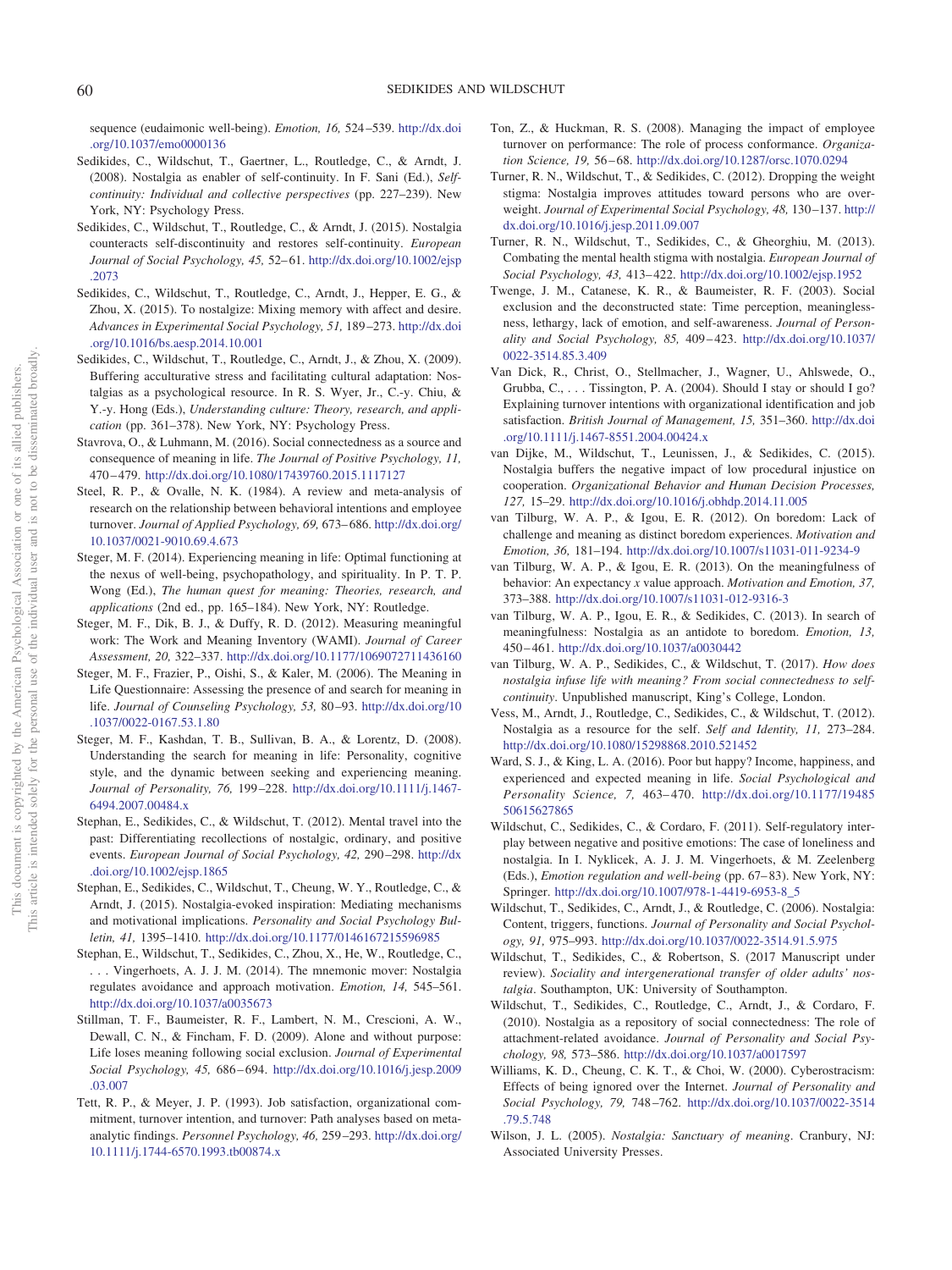sequence (eudaimonic well-being). *Emotion, 16,* 524–539. http://dx.doi.org/10.1037/emo0000136

Sedikides, C., Wildschut, T., Gaertner, L., Routledge, C., & Arndt, J. (2008). Nostalgia as enabler of self-continuity. In F. Sani (Ed.), *Self-continuity: Individual and collective perspectives* (pp. 227–239). New York, NY: Psychology Press.

Sedikides, C., Wildschut, T., Routledge, C., & Arndt, J. (2015). Nostalgia counteracts self-discontinuity and restores self-continuity. *European Journal of Social Psychology, 45,* 52–61. http://dx.doi.org/10.1002/ejsp.2073

Sedikides, C., Wildschut, T., Routledge, C., Arndt, J., Hepper, E. G., & Zhou, X. (2015). To nostalgize: Mixing memory with affect and desire. *Advances in Experimental Social Psychology, 51,* 189–273. http://dx.doi.org/10.1016/bs.aesp.2014.10.001

Sedikides, C., Wildschut, T., Routledge, C., Arndt, J., & Zhou, X. (2009). Buffering acculturative stress and facilitating cultural adaptation: Nostalgias as a psychological resource. In R. S. Wyer, Jr., C.-y. Chiu, & Y.-y. Hong (Eds.), *Understanding culture: Theory, research, and application* (pp. 361–378). New York, NY: Psychology Press.

Stavrova, O., & Luhmann, M. (2016). Social connectedness as a source and consequence of meaning in life. *The Journal of Positive Psychology, 11,* 470–479. http://dx.doi.org/10.1080/17439760.2015.1117127

Steel, R. P., & Ovalle, N. K. (1984). A review and meta-analysis of research on the relationship between behavioral intentions and employee turnover. *Journal of Applied Psychology, 69,* 673–686. http://dx.doi.org/10.1037/0021-9010.69.4.673

Steger, M. F. (2014). Experiencing meaning in life: Optimal functioning at the nexus of well-being, psychopathology, and spirituality. In P. T. P. Wong (Ed.), *The human quest for meaning: Theories, research, and applications* (2nd ed., pp. 165–184). New York, NY: Routledge.

Steger, M. F., Dik, B. J., & Duffy, R. D. (2012). Measuring meaningful work: The Work and Meaning Inventory (WAMI). *Journal of Career Assessment, 20,* 322–337. http://dx.doi.org/10.1177/1069072711436160

Steger, M. F., Frazier, P., Oishi, S., & Kaler, M. (2006). The Meaning in Life Questionnaire: Assessing the presence of and search for meaning in life. *Journal of Counseling Psychology, 53,* 80–93. http://dx.doi.org/10.1037/0022-0167.53.1.80

Steger, M. F., Kashdan, T. B., Sullivan, B. A., & Lorentz, D. (2008). Understanding the search for meaning in life: Personality, cognitive style, and the dynamic between seeking and experiencing meaning. *Journal of Personality, 76,* 199–228. http://dx.doi.org/10.1111/j.1467-6494.2007.00484.x

Stephan, E., Sedikides, C., & Wildschut, T. (2012). Mental travel into the past: Differentiating recollections of nostalgic, ordinary, and positive events. *European Journal of Social Psychology, 42,* 290–298. http://dx.doi.org/10.1002/ejsp.1865

Stephan, E., Sedikides, C., Wildschut, T., Cheung, W. Y., Routledge, C., & Arndt, J. (2015). Nostalgia-evoked inspiration: Mediating mechanisms and motivational implications. *Personality and Social Psychology Bulletin, 41,* 1395–1410. http://dx.doi.org/10.1177/0146167215596985

Stephan, E., Wildschut, T., Sedikides, C., Zhou, X., He, W., Routledge, C., . . . Vingerhoets, A. J. J. M. (2014). The mnemonic mover: Nostalgia regulates avoidance and approach motivation. *Emotion, 14,* 545–561. http://dx.doi.org/10.1037/a0035673

Stillman, T. F., Baumeister, R. F., Lambert, N. M., Crescioni, A. W., Dewall, C. N., & Fincham, F. D. (2009). Alone and without purpose: Life loses meaning following social exclusion. *Journal of Experimental Social Psychology, 45,* 686–694. http://dx.doi.org/10.1016/j.jesp.2009.03.007

Tett, R. P., & Meyer, J. P. (1993). Job satisfaction, organizational commitment, turnover intention, and turnover: Path analyses based on meta-analytic findings. *Personnel Psychology, 46,* 259–293. http://dx.doi.org/10.1111/j.1744-6570.1993.tb00874.x

Ton, Z., & Huckman, R. S. (2008). Managing the impact of employee turnover on performance: The role of process conformance. *Organization Science, 19,* 56–68. http://dx.doi.org/10.1287/orsc.1070.0294

Turner, R. N., Wildschut, T., & Sedikides, C. (2012). Dropping the weight stigma: Nostalgia improves attitudes toward persons who are overweight. *Journal of Experimental Social Psychology, 48,* 130–137. http://dx.doi.org/10.1016/j.jesp.2011.09.007

Turner, R. N., Wildschut, T., Sedikides, C., & Gheorghiu, M. (2013). Combating the mental health stigma with nostalgia. *European Journal of Social Psychology, 43,* 413–422. http://dx.doi.org/10.1002/ejsp.1952

Twenge, J. M., Catanese, K. R., & Baumeister, R. F. (2003). Social exclusion and the deconstructed state: Time perception, meaninglessness, lethargy, lack of emotion, and self-awareness. *Journal of Personality and Social Psychology, 85,* 409–423. http://dx.doi.org/10.1037/0022-3514.85.3.409

Van Dick, R., Christ, O., Stellmacher, J., Wagner, U., Ahlswede, O., Grubba, C., . . . Tissington, P. A. (2004). Should I stay or should I go? Explaining turnover intentions with organizational identification and job satisfaction. *British Journal of Management, 15,* 351–360. http://dx.doi.org/10.1111/j.1467-8551.2004.00424.x

van Dijke, M., Wildschut, T., Leunissen, J., & Sedikides, C. (2015). Nostalgia buffers the negative impact of low procedural injustice on cooperation. *Organizational Behavior and Human Decision Processes, 127,* 15–29. http://dx.doi.org/10.1016/j.obhdp.2014.11.005

van Tilburg, W. A. P., & Igou, E. R. (2012). On boredom: Lack of challenge and meaning as distinct boredom experiences. *Motivation and Emotion, 36,* 181–194. http://dx.doi.org/10.1007/s11031-011-9234-9

van Tilburg, W. A. P., & Igou, E. R. (2013). On the meaningfulness of behavior: An expectancy *x* value approach. *Motivation and Emotion, 37,* 373–388. http://dx.doi.org/10.1007/s11031-012-9316-3

van Tilburg, W. A. P., Igou, E. R., & Sedikides, C. (2013). In search of meaningfulness: Nostalgia as an antidote to boredom. *Emotion, 13,* 450–461. http://dx.doi.org/10.1037/a0030442

van Tilburg, W. A. P., Sedikides, C., & Wildschut, T. (2017). *How does nostalgia infuse life with meaning? From social connectedness to self-continuity*. Unpublished manuscript, King's College, London.

Vess, M., Arndt, J., Routledge, C., Sedikides, C., & Wildschut, T. (2012). Nostalgia as a resource for the self. *Self and Identity, 11,* 273–284. http://dx.doi.org/10.1080/15298868.2010.521452

Ward, S. J., & King, L. A. (2016). Poor but happy? Income, happiness, and experienced and expected meaning in life. *Social Psychological and Personality Science, 7,* 463–470. http://dx.doi.org/10.1177/1948550615627865

Wildschut, C., Sedikides, C., & Cordaro, F. (2011). Self-regulatory interplay between negative and positive emotions: The case of loneliness and nostalgia. In I. Nyklicek, A. J. J. M. Vingerhoets, & M. Zeelenberg (Eds.), *Emotion regulation and well-being* (pp. 67–83). New York, NY: Springer. http://dx.doi.org/10.1007/978-1-4419-6953-8_5

Wildschut, T., Sedikides, C., Arndt, J., & Routledge, C. (2006). Nostalgia: Content, triggers, functions. *Journal of Personality and Social Psychology, 91,* 975–993. http://dx.doi.org/10.1037/0022-3514.91.5.975

Wildschut, T., Sedikides, C., & Robertson, S. (2017 Manuscript under review). *Sociality and intergenerational transfer of older adults' nostalgia*. Southampton, UK: University of Southampton.

Wildschut, T., Sedikides, C., Routledge, C., Arndt, J., & Cordaro, F. (2010). Nostalgia as a repository of social connectedness: The role of attachment-related avoidance. *Journal of Personality and Social Psychology, 98,* 573–586. http://dx.doi.org/10.1037/a0017597

Williams, K. D., Cheung, C. K. T., & Choi, W. (2000). Cyberostracism: Effects of being ignored over the Internet. *Journal of Personality and Social Psychology, 79,* 748–762. http://dx.doi.org/10.1037/0022-3514.79.5.748

Wilson, J. L. (2005). *Nostalgia: Sanctuary of meaning*. Cranbury, NJ: Associated University Presses.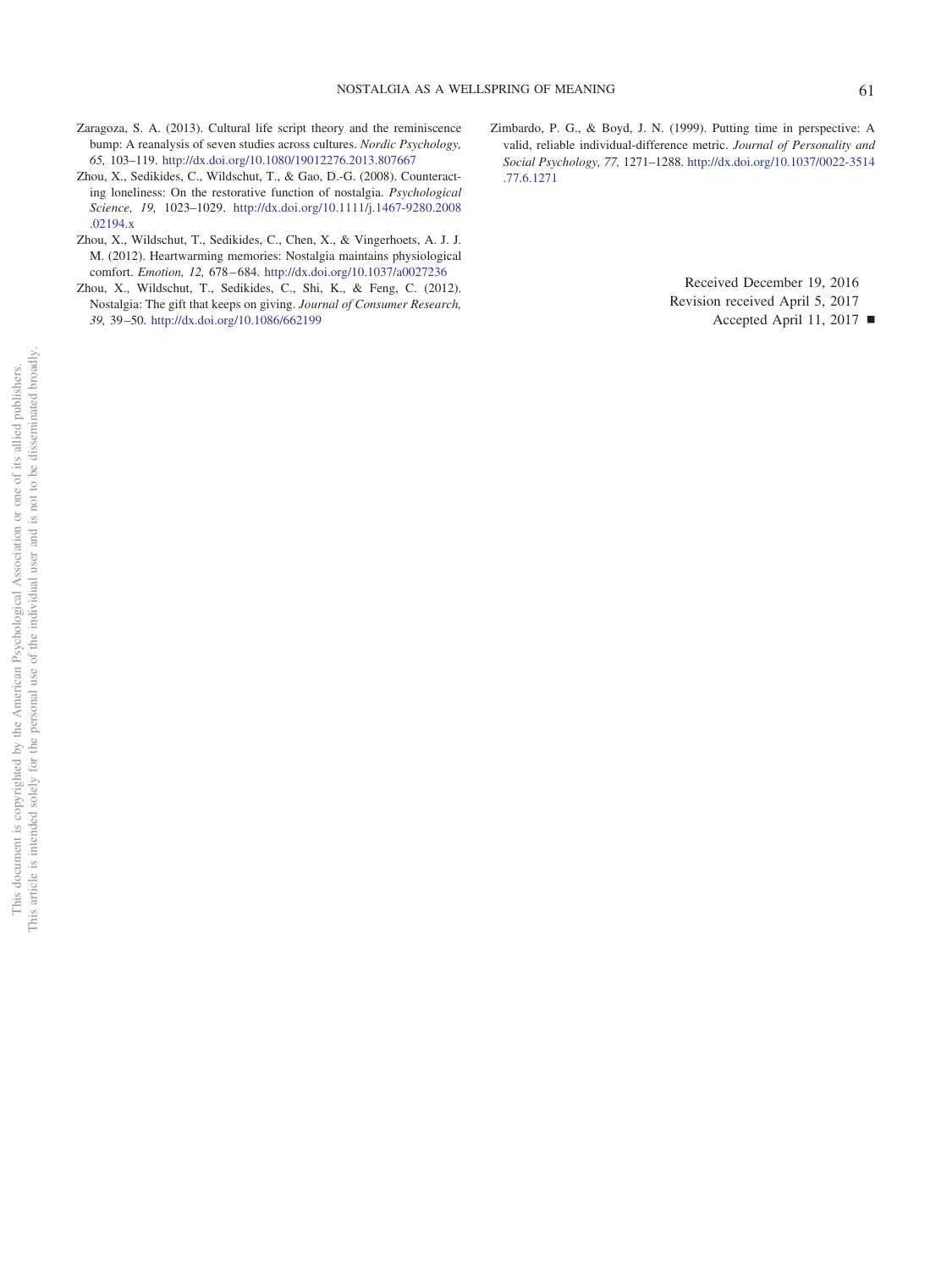Zaragoza, S. A. (2013). Cultural life script theory and the reminiscence bump: A reanalysis of seven studies across cultures. *Nordic Psychology, 65,* 103–119. http://dx.doi.org/10.1080/19012276.2013.807667

Zhou, X., Sedikides, C., Wildschut, T., & Gao, D.-G. (2008). Counteracting loneliness: On the restorative function of nostalgia. *Psychological Science, 19,* 1023–1029. http://dx.doi.org/10.1111/j.1467-9280.2008.02194.x

Zhou, X., Wildschut, T., Sedikides, C., Chen, X., & Vingerhoets, A. J. J. M. (2012). Heartwarming memories: Nostalgia maintains physiological comfort. *Emotion, 12,* 678–684. http://dx.doi.org/10.1037/a0027236

Zhou, X., Wildschut, T., Sedikides, C., Shi, K., & Feng, C. (2012). Nostalgia: The gift that keeps on giving. *Journal of Consumer Research, 39,* 39–50. http://dx.doi.org/10.1086/662199

Zimbardo, P. G., & Boyd, J. N. (1999). Putting time in perspective: A valid, reliable individual-difference metric. *Journal of Personality and Social Psychology, 77,* 1271–1288. http://dx.doi.org/10.1037/0022-3514.77.6.1271

Received December 19, 2016
Revision received April 5, 2017
Accepted April 11, 2017 ■